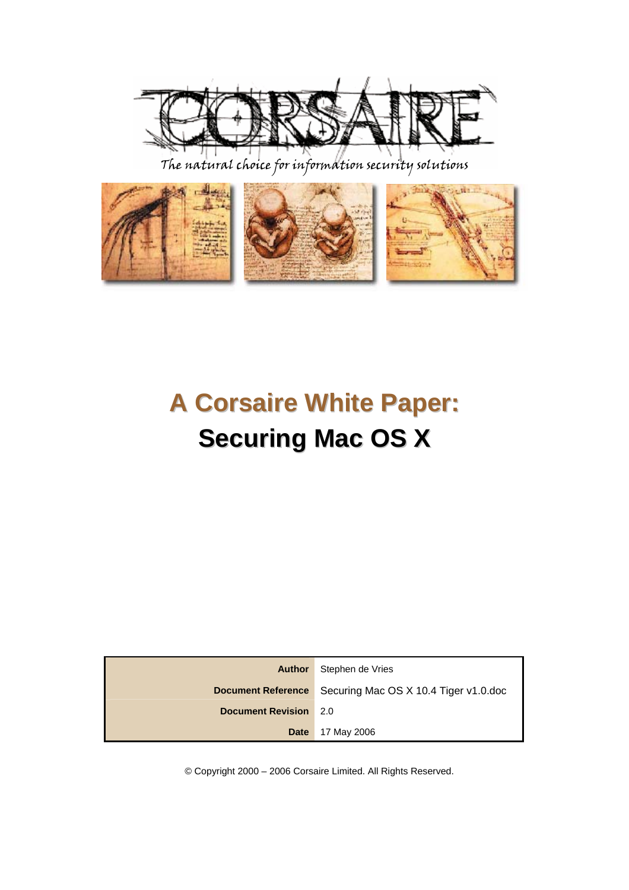CORSAIRE

*The natural choice for information security solutions*

# A Corsaire White Paper:
# Securing Mac OS X

| | |
|---|---|
| **Author** | Stephen de Vries |
| **Document Reference** | Securing Mac OS X 10.4 Tiger v1.0.doc |
| **Document Revision** | 2.0 |
| **Date** | 17 May 2006 |

© Copyright 2000 – 2006 Corsaire Limited. All Rights Reserved.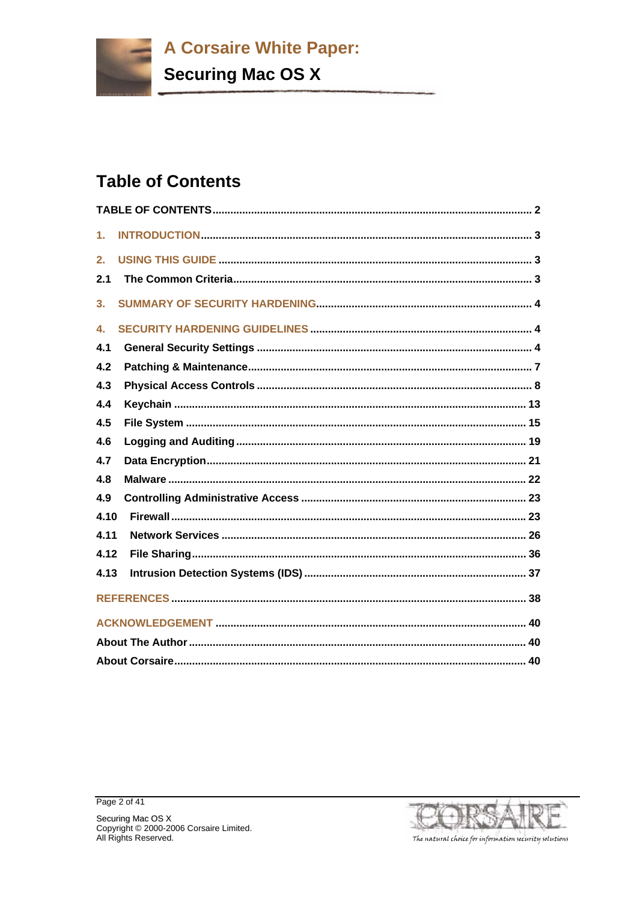# Table of Contents

TABLE OF CONTENTS .......... 2

1. INTRODUCTION .......... 3

2. USING THIS GUIDE .......... 3

2.1 The Common Criteria .......... 3

3. SUMMARY OF SECURITY HARDENING .......... 4

4. SECURITY HARDENING GUIDELINES .......... 4

4.1 General Security Settings .......... 4

4.2 Patching & Maintenance .......... 7

4.3 Physical Access Controls .......... 8

4.4 Keychain .......... 13

4.5 File System .......... 15

4.6 Logging and Auditing .......... 19

4.7 Data Encryption .......... 21

4.8 Malware .......... 22

4.9 Controlling Administrative Access .......... 23

4.10 Firewall .......... 23

4.11 Network Services .......... 26

4.12 File Sharing .......... 36

4.13 Intrusion Detection Systems (IDS) .......... 37

REFERENCES .......... 38

ACKNOWLEDGEMENT .......... 40

About The Author .......... 40

About Corsaire .......... 40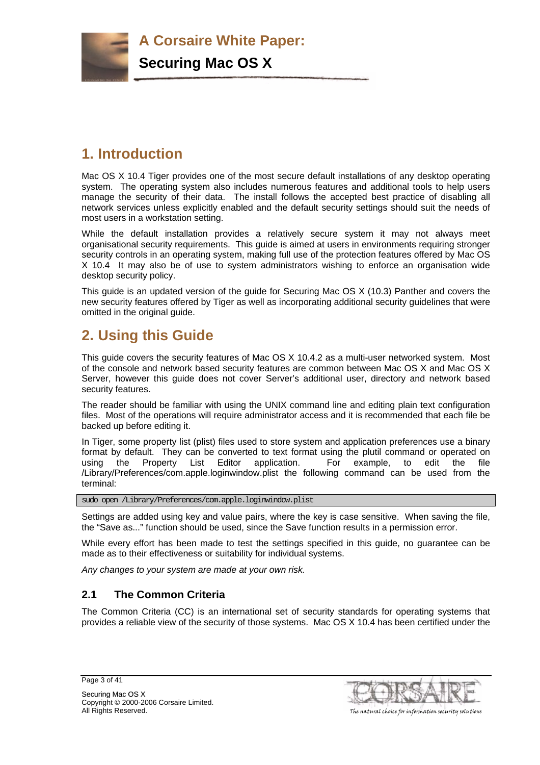# 1. Introduction

Mac OS X 10.4 Tiger provides one of the most secure default installations of any desktop operating system. The operating system also includes numerous features and additional tools to help users manage the security of their data. The install follows the accepted best practice of disabling all network services unless explicitly enabled and the default security settings should suit the needs of most users in a workstation setting.

While the default installation provides a relatively secure system it may not always meet organisational security requirements. This guide is aimed at users in environments requiring stronger security controls in an operating system, making full use of the protection features offered by Mac OS X 10.4 It may also be of use to system administrators wishing to enforce an organisation wide desktop security policy.

This guide is an updated version of the guide for Securing Mac OS X (10.3) Panther and covers the new security features offered by Tiger as well as incorporating additional security guidelines that were omitted in the original guide.

# 2. Using this Guide

This guide covers the security features of Mac OS X 10.4.2 as a multi-user networked system. Most of the console and network based security features are common between Mac OS X and Mac OS X Server, however this guide does not cover Server's additional user, directory and network based security features.

The reader should be familiar with using the UNIX command line and editing plain text configuration files. Most of the operations will require administrator access and it is recommended that each file be backed up before editing it.

In Tiger, some property list (plist) files used to store system and application preferences use a binary format by default. They can be converted to text format using the plutil command or operated on using the Property List Editor application. For example, to edit the file /Library/Preferences/com.apple.loginwindow.plist the following command can be used from the terminal:

```
sudo open /Library/Preferences/com.apple.loginwindow.plist
```

Settings are added using key and value pairs, where the key is case sensitive. When saving the file, the "Save as..." function should be used, since the Save function results in a permission error.

While every effort has been made to test the settings specified in this guide, no guarantee can be made as to their effectiveness or suitability for individual systems.

*Any changes to your system are made at your own risk.*

## 2.1 The Common Criteria

The Common Criteria (CC) is an international set of security standards for operating systems that provides a reliable view of the security of those systems. Mac OS X 10.4 has been certified under the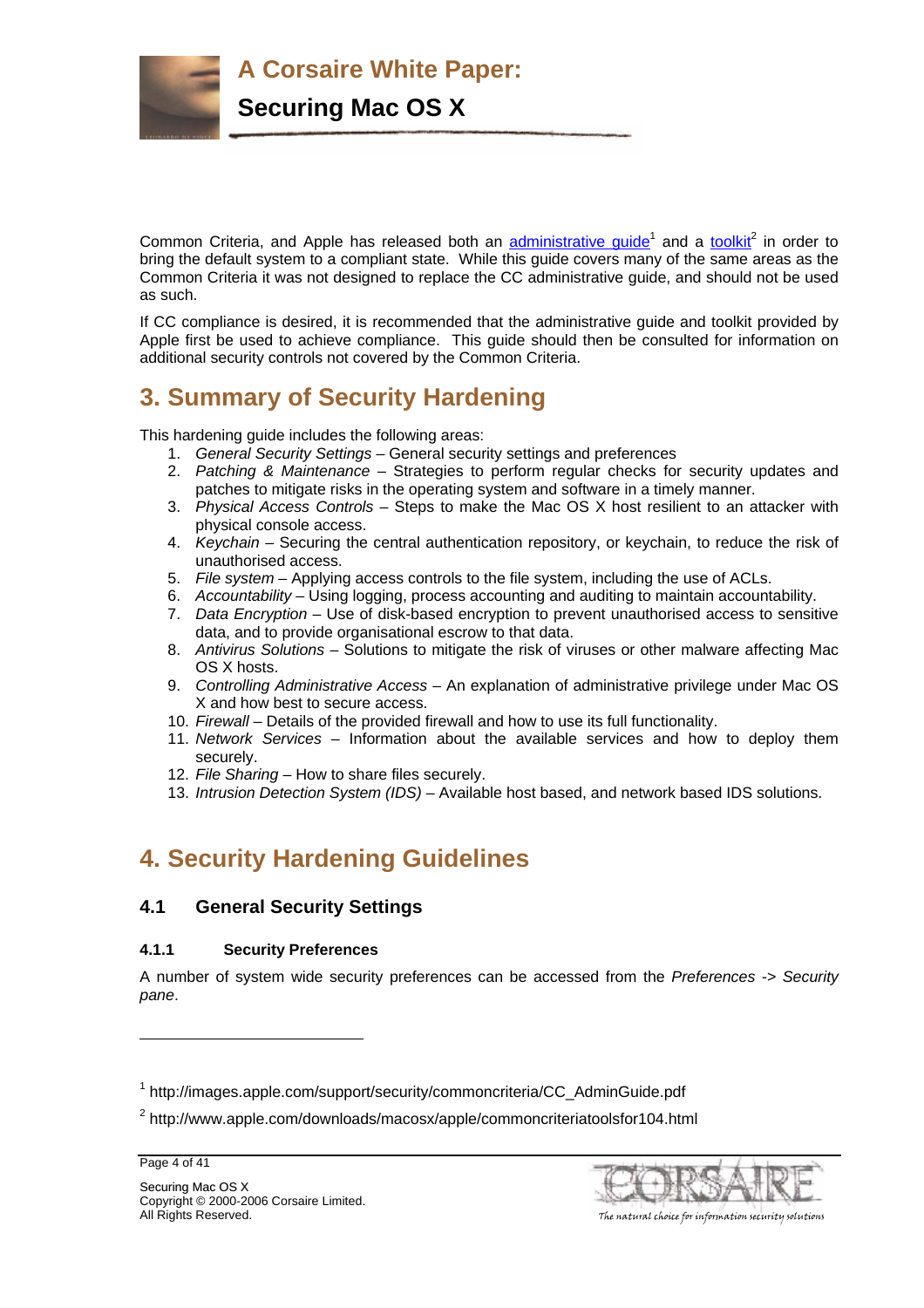Common Criteria, and Apple has released both an administrative guide[1] and a toolkit[2] in order to bring the default system to a compliant state. While this guide covers many of the same areas as the Common Criteria it was not designed to replace the CC administrative guide, and should not be used as such.

If CC compliance is desired, it is recommended that the administrative guide and toolkit provided by Apple first be used to achieve compliance. This guide should then be consulted for information on additional security controls not covered by the Common Criteria.

# 3. Summary of Security Hardening

This hardening guide includes the following areas:

1. *General Security Settings* – General security settings and preferences
2. *Patching & Maintenance* – Strategies to perform regular checks for security updates and patches to mitigate risks in the operating system and software in a timely manner.
3. *Physical Access Controls* – Steps to make the Mac OS X host resilient to an attacker with physical console access.
4. *Keychain* – Securing the central authentication repository, or keychain, to reduce the risk of unauthorised access.
5. *File system* – Applying access controls to the file system, including the use of ACLs.
6. *Accountability* – Using logging, process accounting and auditing to maintain accountability.
7. *Data Encryption* – Use of disk-based encryption to prevent unauthorised access to sensitive data, and to provide organisational escrow to that data.
8. *Antivirus Solutions* – Solutions to mitigate the risk of viruses or other malware affecting Mac OS X hosts.
9. *Controlling Administrative Access* – An explanation of administrative privilege under Mac OS X and how best to secure access.
10. *Firewall* – Details of the provided firewall and how to use its full functionality.
11. *Network Services* – Information about the available services and how to deploy them securely.
12. *File Sharing* – How to share files securely.
13. *Intrusion Detection System (IDS)* – Available host based, and network based IDS solutions.

# 4. Security Hardening Guidelines

## 4.1 General Security Settings

### 4.1.1 Security Preferences

A number of system wide security preferences can be accessed from the *Preferences -> Security pane*.

---

[1] http://images.apple.com/support/security/commoncriteria/CC_AdminGuide.pdf

[2] http://www.apple.com/downloads/macosx/apple/commoncriteriatoolsfor104.html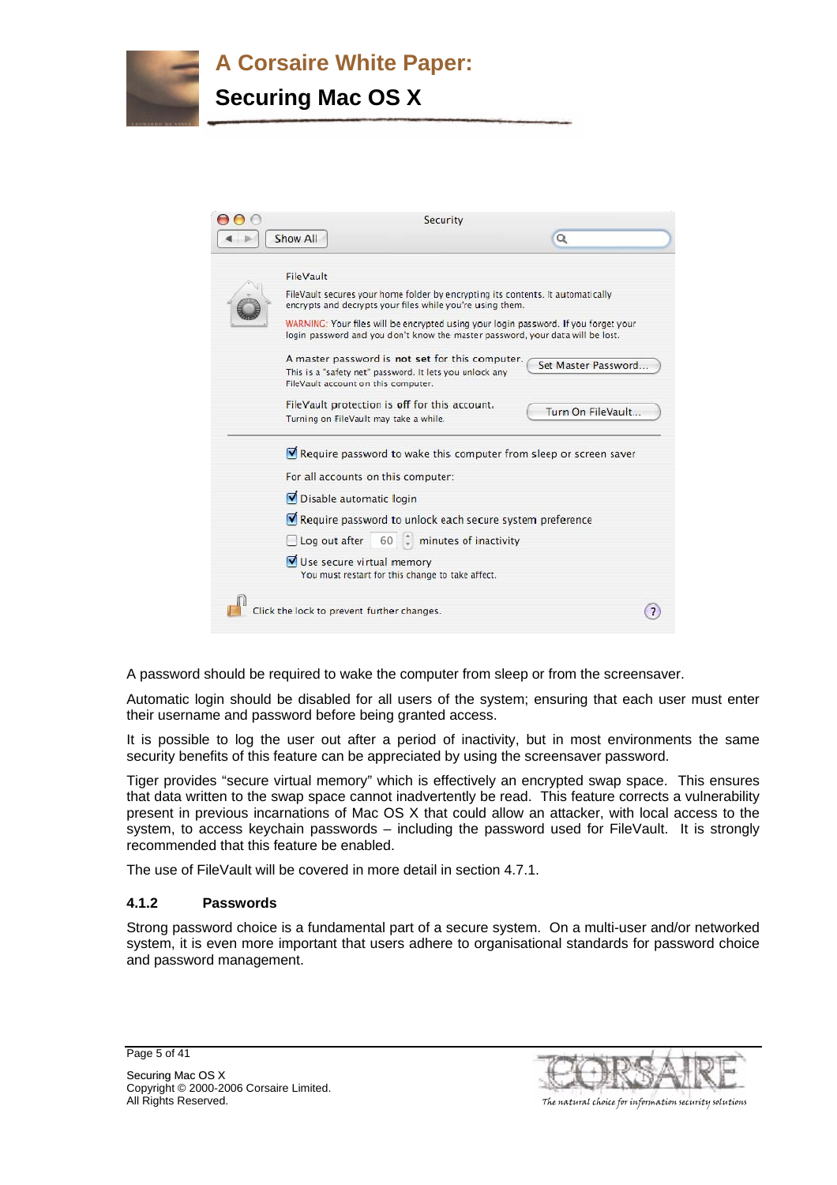A password should be required to wake the computer from sleep or from the screensaver.

Automatic login should be disabled for all users of the system; ensuring that each user must enter their username and password before being granted access.

It is possible to log the user out after a period of inactivity, but in most environments the same security benefits of this feature can be appreciated by using the screensaver password.

Tiger provides "secure virtual memory" which is effectively an encrypted swap space. This ensures that data written to the swap space cannot inadvertently be read. This feature corrects a vulnerability present in previous incarnations of Mac OS X that could allow an attacker, with local access to the system, to access keychain passwords – including the password used for FileVault. It is strongly recommended that this feature be enabled.

The use of FileVault will be covered in more detail in section 4.7.1.

### 4.1.2 Passwords

Strong password choice is a fundamental part of a secure system. On a multi-user and/or networked system, it is even more important that users adhere to organisational standards for password choice and password management.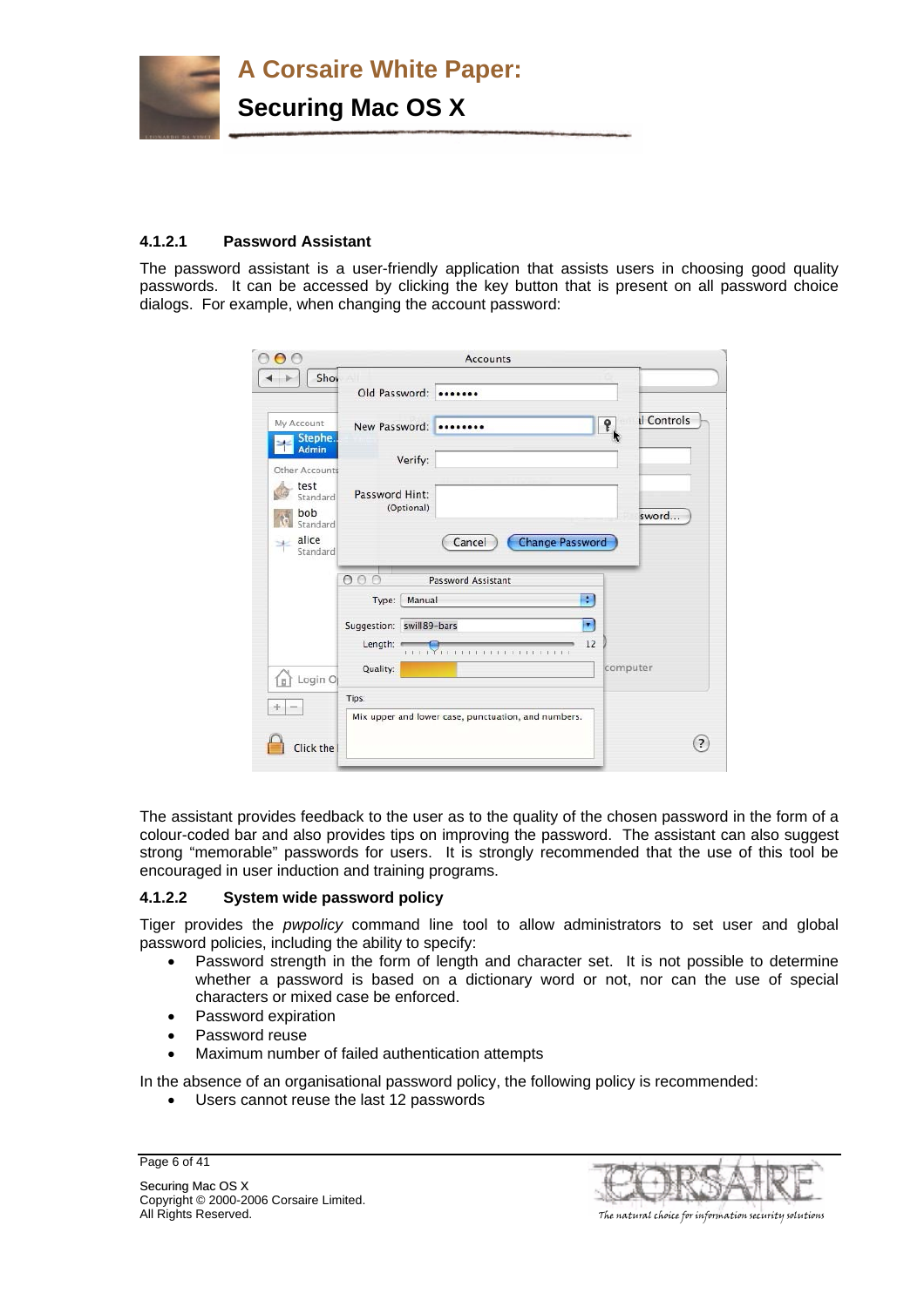#### 4.1.2.1 Password Assistant

The password assistant is a user-friendly application that assists users in choosing good quality passwords. It can be accessed by clicking the key button that is present on all password choice dialogs. For example, when changing the account password:

The assistant provides feedback to the user as to the quality of the chosen password in the form of a colour-coded bar and also provides tips on improving the password. The assistant can also suggest strong "memorable" passwords for users. It is strongly recommended that the use of this tool be encouraged in user induction and training programs.

#### 4.1.2.2 System wide password policy

Tiger provides the *pwpolicy* command line tool to allow administrators to set user and global password policies, including the ability to specify:

- Password strength in the form of length and character set. It is not possible to determine whether a password is based on a dictionary word or not, nor can the use of special characters or mixed case be enforced.
- Password expiration
- Password reuse
- Maximum number of failed authentication attempts

In the absence of an organisational password policy, the following policy is recommended:

- Users cannot reuse the last 12 passwords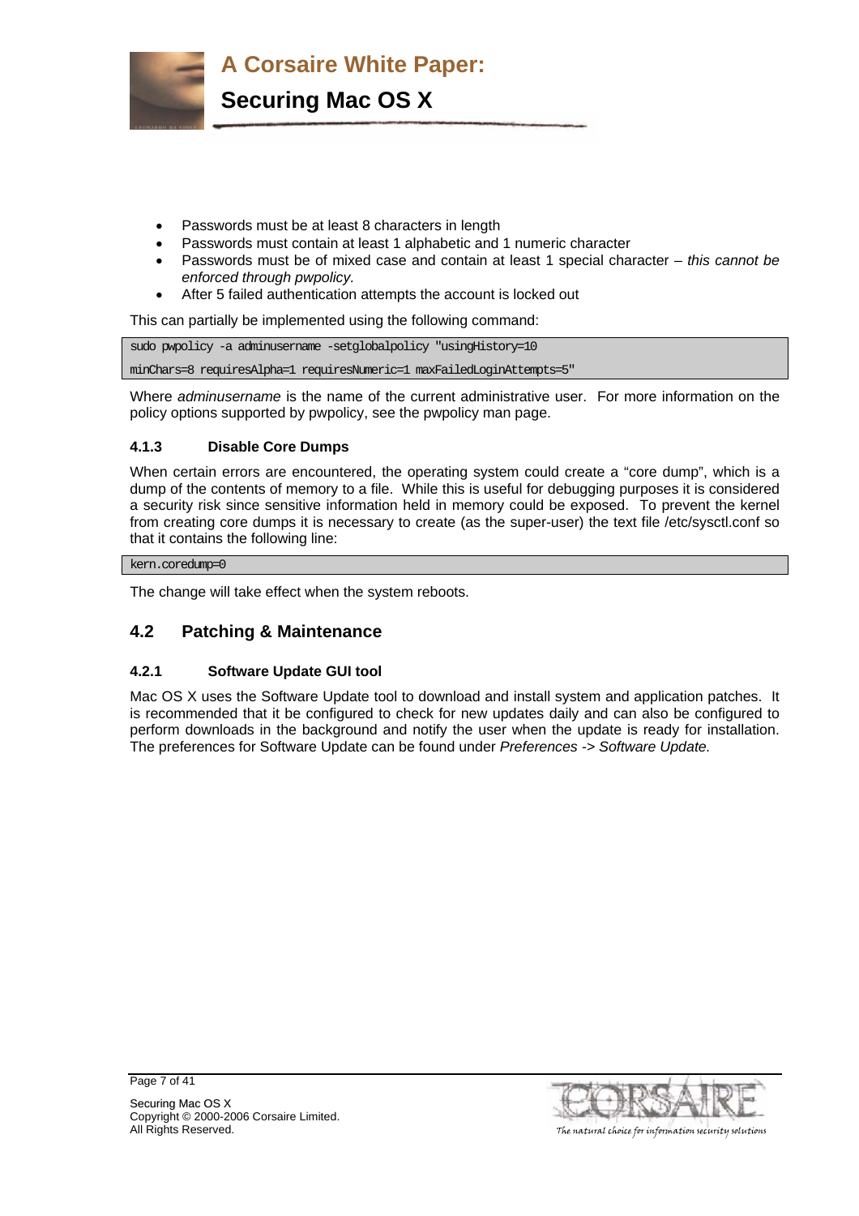- Passwords must be at least 8 characters in length
- Passwords must contain at least 1 alphabetic and 1 numeric character
- Passwords must be of mixed case and contain at least 1 special character – *this cannot be enforced through pwpolicy.*
- After 5 failed authentication attempts the account is locked out

This can partially be implemented using the following command:

```
sudo pwpolicy -a adminusername -setglobalpolicy "usingHistory=10
minChars=8 requiresAlpha=1 requiresNumeric=1 maxFailedLoginAttempts=5"
```

Where *adminusername* is the name of the current administrative user. For more information on the policy options supported by pwpolicy, see the pwpolicy man page.

#### 4.1.3 Disable Core Dumps

When certain errors are encountered, the operating system could create a "core dump", which is a dump of the contents of memory to a file. While this is useful for debugging purposes it is considered a security risk since sensitive information held in memory could be exposed. To prevent the kernel from creating core dumps it is necessary to create (as the super-user) the text file /etc/sysctl.conf so that it contains the following line:

```
kern.coredump=0
```

The change will take effect when the system reboots.

### 4.2 Patching & Maintenance

#### 4.2.1 Software Update GUI tool

Mac OS X uses the Software Update tool to download and install system and application patches. It is recommended that it be configured to check for new updates daily and can also be configured to perform downloads in the background and notify the user when the update is ready for installation. The preferences for Software Update can be found under *Preferences -> Software Update.*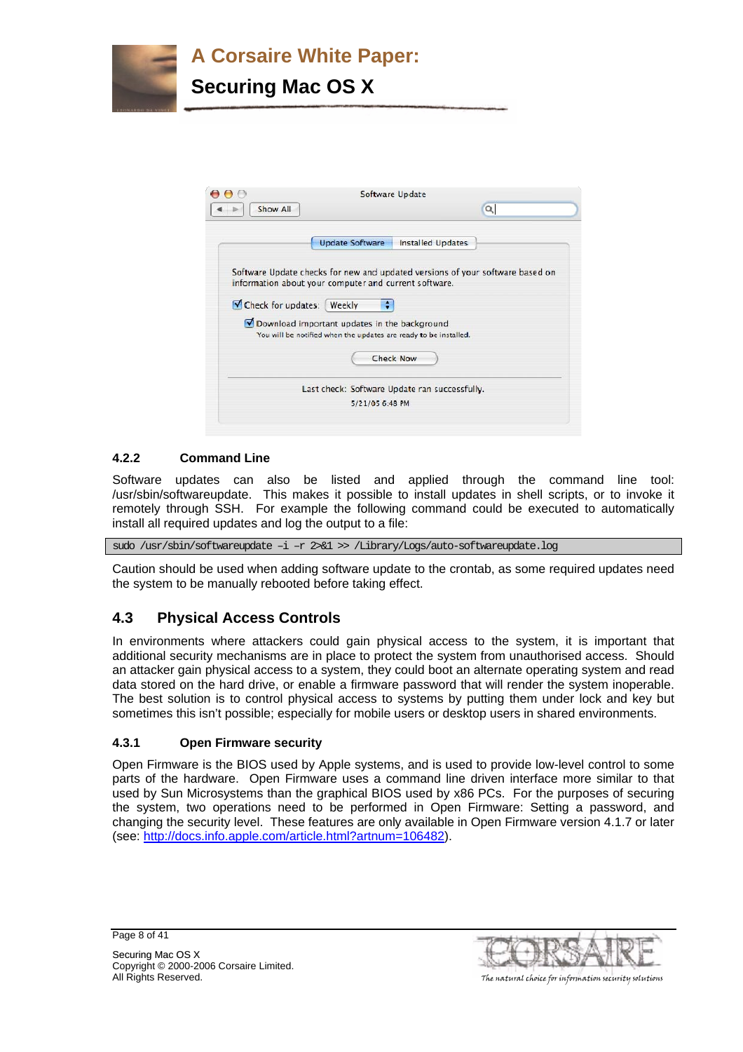### 4.2.2 Command Line

Software updates can also be listed and applied through the command line tool: /usr/sbin/softwareupdate. This makes it possible to install updates in shell scripts, or to invoke it remotely through SSH. For example the following command could be executed to automatically install all required updates and log the output to a file:

```
sudo /usr/sbin/softwareupdate –i –r 2>&1 >> /Library/Logs/auto-softwareupdate.log
```

Caution should be used when adding software update to the crontab, as some required updates need the system to be manually rebooted before taking effect.

## 4.3 Physical Access Controls

In environments where attackers could gain physical access to the system, it is important that additional security mechanisms are in place to protect the system from unauthorised access. Should an attacker gain physical access to a system, they could boot an alternate operating system and read data stored on the hard drive, or enable a firmware password that will render the system inoperable. The best solution is to control physical access to systems by putting them under lock and key but sometimes this isn't possible; especially for mobile users or desktop users in shared environments.

### 4.3.1 Open Firmware security

Open Firmware is the BIOS used by Apple systems, and is used to provide low-level control to some parts of the hardware. Open Firmware uses a command line driven interface more similar to that used by Sun Microsystems than the graphical BIOS used by x86 PCs. For the purposes of securing the system, two operations need to be performed in Open Firmware: Setting a password, and changing the security level. These features are only available in Open Firmware version 4.1.7 or later (see: http://docs.info.apple.com/article.html?artnum=106482).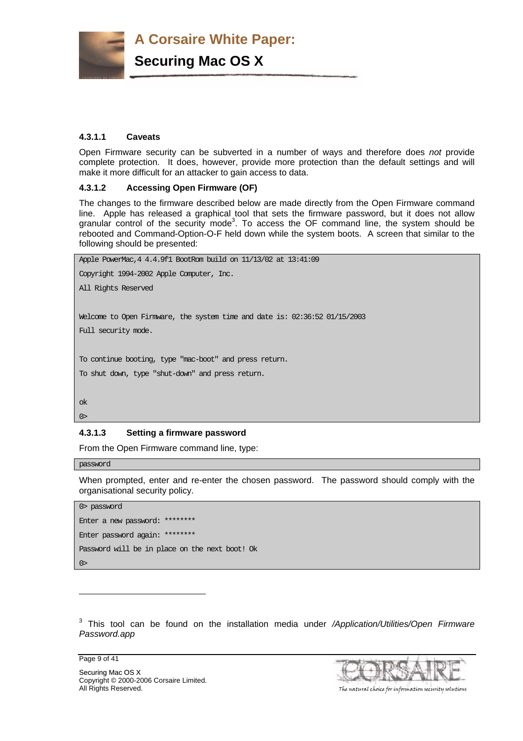#### 4.3.1.1 Caveats

Open Firmware security can be subverted in a number of ways and therefore does *not* provide complete protection. It does, however, provide more protection than the default settings and will make it more difficult for an attacker to gain access to data.

#### 4.3.1.2 Accessing Open Firmware (OF)

The changes to the firmware described below are made directly from the Open Firmware command line. Apple has released a graphical tool that sets the firmware password, but it does not allow granular control of the security mode[3]. To access the OF command line, the system should be rebooted and Command-Option-O-F held down while the system boots. A screen that similar to the following should be presented:

```
Apple PowerMac,4 4.4.9f1 BootRom build on 11/13/02 at 13:41:09
Copyright 1994-2002 Apple Computer, Inc.
All Rights Reserved

Welcome to Open Firmware, the system time and date is: 02:36:52 01/15/2003
Full security mode.

To continue booting, type "mac-boot" and press return.
To shut down, type "shut-down" and press return.

ok
0>
```

#### 4.3.1.3 Setting a firmware password

From the Open Firmware command line, type:

```
password
```

When prompted, enter and re-enter the chosen password. The password should comply with the organisational security policy.

```
0> password
Enter a new password: ********
Enter password again: ********
Password will be in place on the next boot! Ok
0>
```

---

[3] This tool can be found on the installation media under */Application/Utilities/Open Firmware Password.app*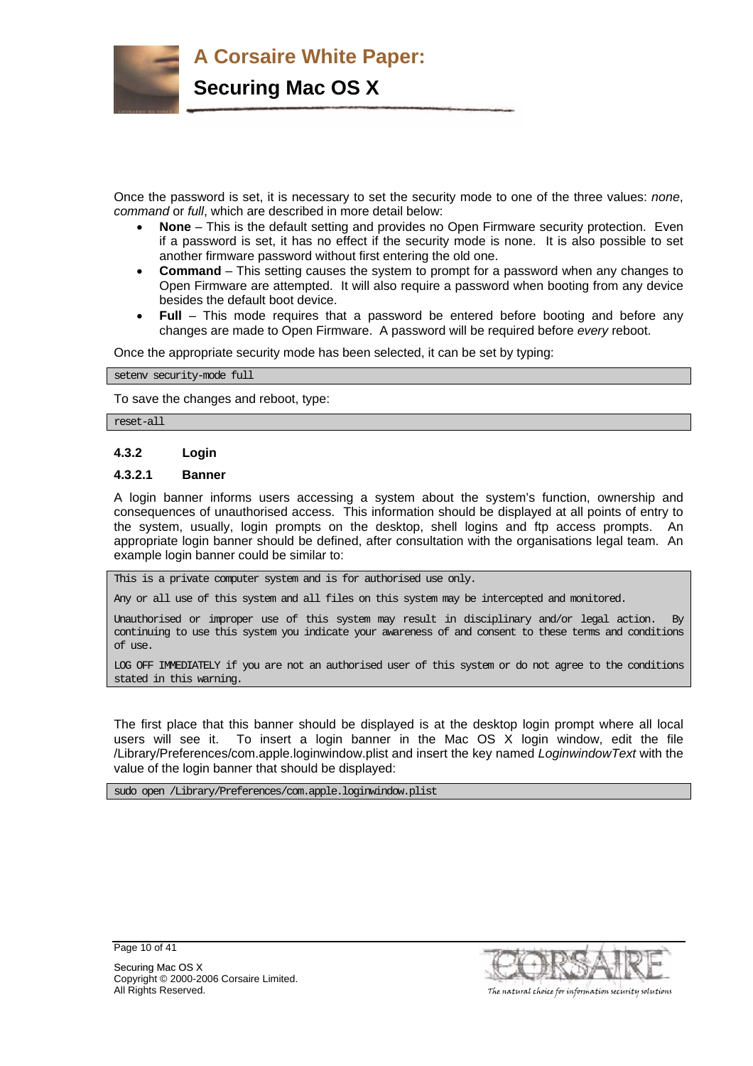Once the password is set, it is necessary to set the security mode to one of the three values: *none*, *command* or *full*, which are described in more detail below:

- **None** – This is the default setting and provides no Open Firmware security protection. Even if a password is set, it has no effect if the security mode is none. It is also possible to set another firmware password without first entering the old one.
- **Command** – This setting causes the system to prompt for a password when any changes to Open Firmware are attempted. It will also require a password when booting from any device besides the default boot device.
- **Full** – This mode requires that a password be entered before booting and before any changes are made to Open Firmware. A password will be required before *every* reboot.

Once the appropriate security mode has been selected, it can be set by typing:

```
setenv security-mode full
```

To save the changes and reboot, type:

```
reset-all
```

#### 4.3.2 Login

##### 4.3.2.1 Banner

A login banner informs users accessing a system about the system's function, ownership and consequences of unauthorised access. This information should be displayed at all points of entry to the system, usually, login prompts on the desktop, shell logins and ftp access prompts. An appropriate login banner should be defined, after consultation with the organisations legal team. An example login banner could be similar to:

```
This is a private computer system and is for authorised use only.

Any or all use of this system and all files on this system may be intercepted and monitored.

Unauthorised or improper use of this system may result in disciplinary and/or legal action. By continuing to use this system you indicate your awareness of and consent to these terms and conditions of use.

LOG OFF IMMEDIATELY if you are not an authorised user of this system or do not agree to the conditions stated in this warning.
```

The first place that this banner should be displayed is at the desktop login prompt where all local users will see it. To insert a login banner in the Mac OS X login window, edit the file /Library/Preferences/com.apple.loginwindow.plist and insert the key named *LoginwindowText* with the value of the login banner that should be displayed:

```
sudo open /Library/Preferences/com.apple.loginwindow.plist
```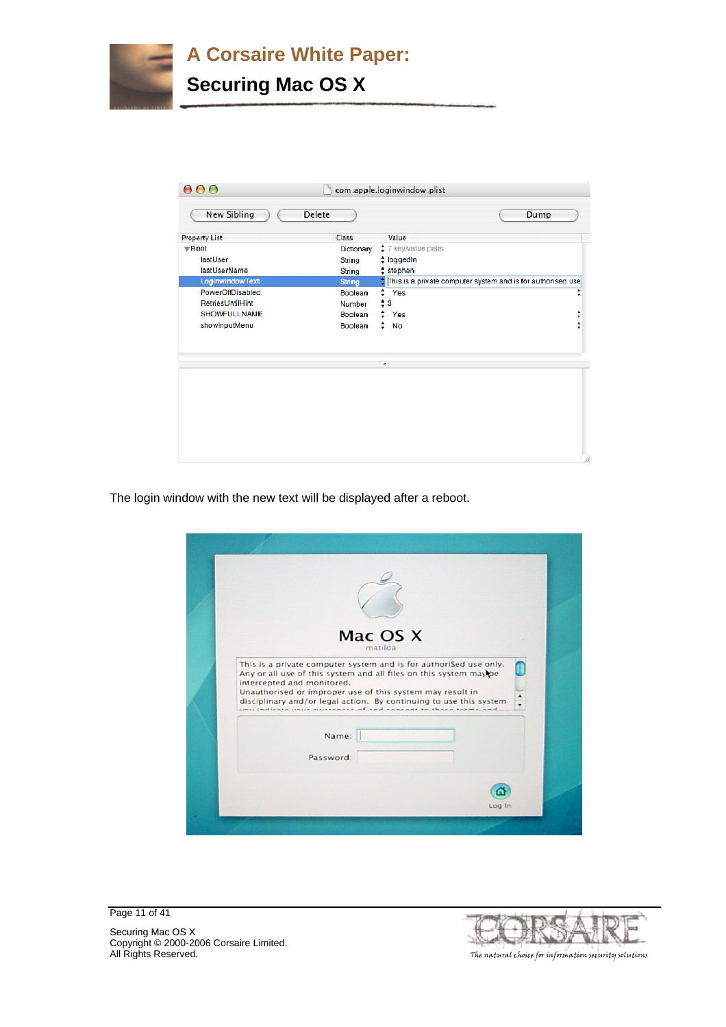The login window with the new text will be displayed after a reboot.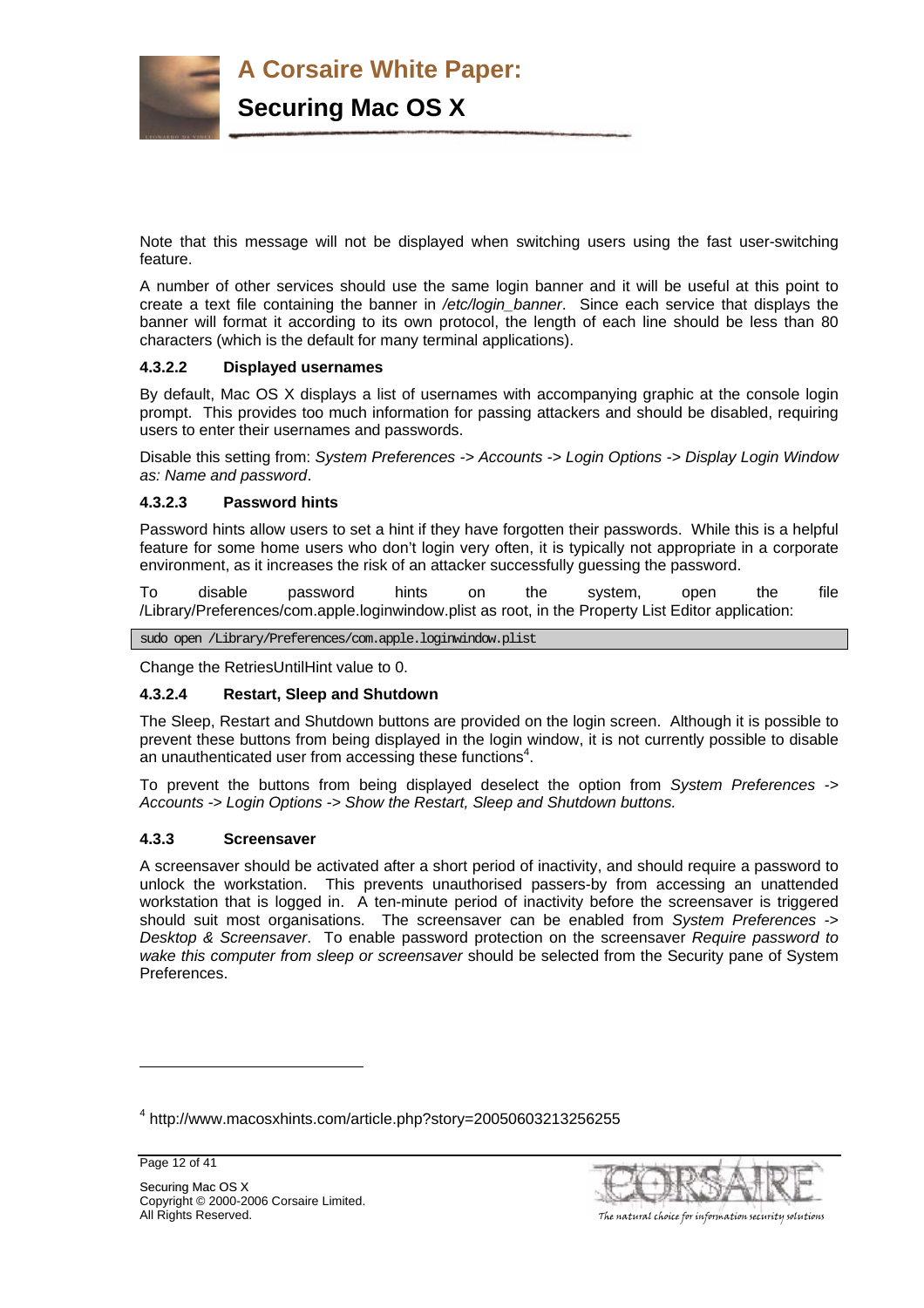Note that this message will not be displayed when switching users using the fast user-switching feature.

A number of other services should use the same login banner and it will be useful at this point to create a text file containing the banner in */etc/login_banner*. Since each service that displays the banner will format it according to its own protocol, the length of each line should be less than 80 characters (which is the default for many terminal applications).

#### 4.3.2.2 Displayed usernames

By default, Mac OS X displays a list of usernames with accompanying graphic at the console login prompt. This provides too much information for passing attackers and should be disabled, requiring users to enter their usernames and passwords.

Disable this setting from: *System Preferences -> Accounts -> Login Options -> Display Login Window as: Name and password*.

#### 4.3.2.3 Password hints

Password hints allow users to set a hint if they have forgotten their passwords. While this is a helpful feature for some home users who don't login very often, it is typically not appropriate in a corporate environment, as it increases the risk of an attacker successfully guessing the password.

To disable password hints on the system, open the file /Library/Preferences/com.apple.loginwindow.plist as root, in the Property List Editor application:

```
sudo open /Library/Preferences/com.apple.loginwindow.plist
```

Change the RetriesUntilHint value to 0.

#### 4.3.2.4 Restart, Sleep and Shutdown

The Sleep, Restart and Shutdown buttons are provided on the login screen. Although it is possible to prevent these buttons from being displayed in the login window, it is not currently possible to disable an unauthenticated user from accessing these functions[4].

To prevent the buttons from being displayed deselect the option from *System Preferences -> Accounts -> Login Options -> Show the Restart, Sleep and Shutdown buttons.*

### 4.3.3 Screensaver

A screensaver should be activated after a short period of inactivity, and should require a password to unlock the workstation. This prevents unauthorised passers-by from accessing an unattended workstation that is logged in. A ten-minute period of inactivity before the screensaver is triggered should suit most organisations. The screensaver can be enabled from *System Preferences -> Desktop & Screensaver*. To enable password protection on the screensaver *Require password to wake this computer from sleep or screensaver* should be selected from the Security pane of System Preferences.

---

[4] http://www.macosxhints.com/article.php?story=20050603213256255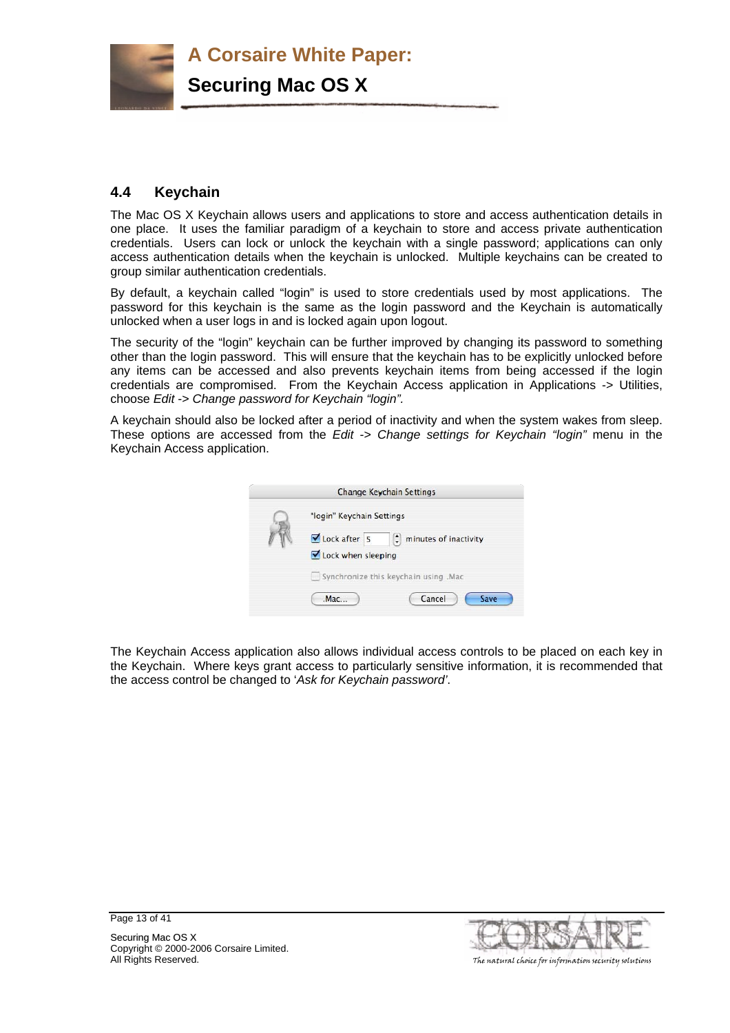## 4.4 Keychain

The Mac OS X Keychain allows users and applications to store and access authentication details in one place. It uses the familiar paradigm of a keychain to store and access private authentication credentials. Users can lock or unlock the keychain with a single password; applications can only access authentication details when the keychain is unlocked. Multiple keychains can be created to group similar authentication credentials.

By default, a keychain called "login" is used to store credentials used by most applications. The password for this keychain is the same as the login password and the Keychain is automatically unlocked when a user logs in and is locked again upon logout.

The security of the "login" keychain can be further improved by changing its password to something other than the login password. This will ensure that the keychain has to be explicitly unlocked before any items can be accessed and also prevents keychain items from being accessed if the login credentials are compromised. From the Keychain Access application in Applications -> Utilities, choose *Edit -> Change password for Keychain "login".*

A keychain should also be locked after a period of inactivity and when the system wakes from sleep. These options are accessed from the *Edit -> Change settings for Keychain "login"* menu in the Keychain Access application.

The Keychain Access application also allows individual access controls to be placed on each key in the Keychain. Where keys grant access to particularly sensitive information, it is recommended that the access control be changed to '*Ask for Keychain password'*.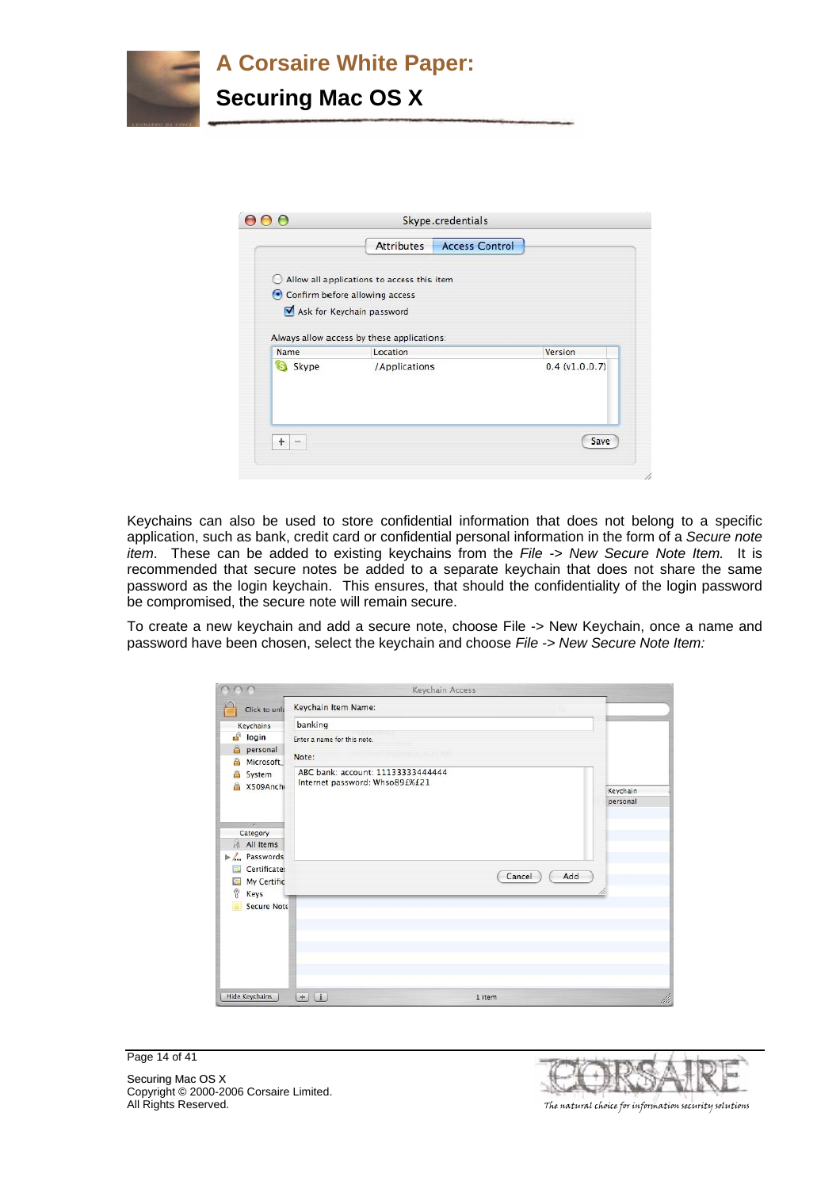Keychains can also be used to store confidential information that does not belong to a specific application, such as bank, credit card or confidential personal information in the form of a *Secure note item*. These can be added to existing keychains from the *File -> New Secure Note Item.* It is recommended that secure notes be added to a separate keychain that does not share the same password as the login keychain. This ensures, that should the confidentiality of the login password be compromised, the secure note will remain secure.

To create a new keychain and add a secure note, choose File -> New Keychain, once a name and password have been chosen, select the keychain and choose *File -> New Secure Note Item:*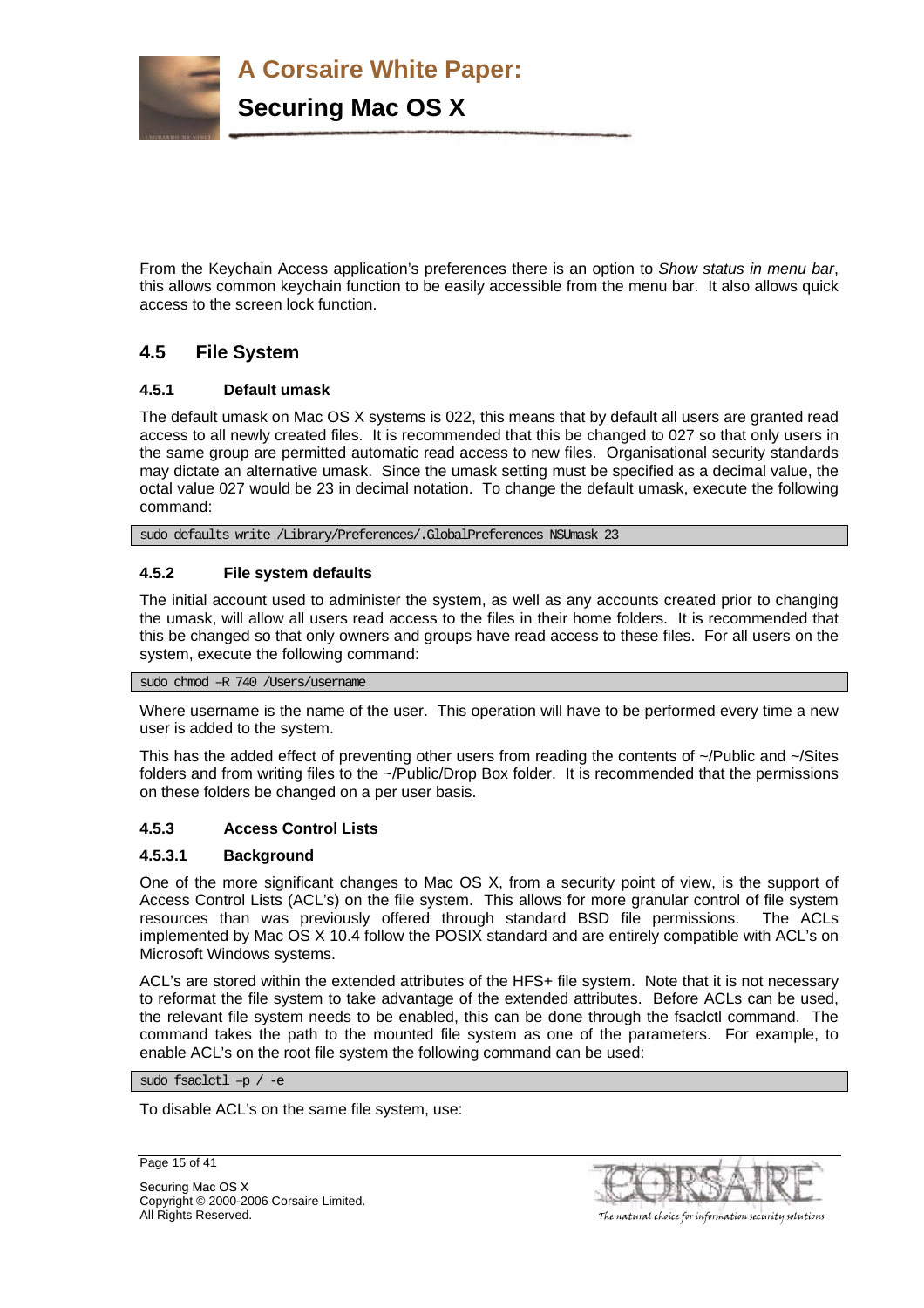From the Keychain Access application's preferences there is an option to *Show status in menu bar*, this allows common keychain function to be easily accessible from the menu bar. It also allows quick access to the screen lock function.

## 4.5 File System

### 4.5.1 Default umask

The default umask on Mac OS X systems is 022, this means that by default all users are granted read access to all newly created files. It is recommended that this be changed to 027 so that only users in the same group are permitted automatic read access to new files. Organisational security standards may dictate an alternative umask. Since the umask setting must be specified as a decimal value, the octal value 027 would be 23 in decimal notation. To change the default umask, execute the following command:

```
sudo defaults write /Library/Preferences/.GlobalPreferences NSUmask 23
```

### 4.5.2 File system defaults

The initial account used to administer the system, as well as any accounts created prior to changing the umask, will allow all users read access to the files in their home folders. It is recommended that this be changed so that only owners and groups have read access to these files. For all users on the system, execute the following command:

```
sudo chmod –R 740 /Users/username
```

Where username is the name of the user. This operation will have to be performed every time a new user is added to the system.

This has the added effect of preventing other users from reading the contents of ~/Public and ~/Sites folders and from writing files to the ~/Public/Drop Box folder. It is recommended that the permissions on these folders be changed on a per user basis.

### 4.5.3 Access Control Lists

#### 4.5.3.1 Background

One of the more significant changes to Mac OS X, from a security point of view, is the support of Access Control Lists (ACL's) on the file system. This allows for more granular control of file system resources than was previously offered through standard BSD file permissions. The ACLs implemented by Mac OS X 10.4 follow the POSIX standard and are entirely compatible with ACL's on Microsoft Windows systems.

ACL's are stored within the extended attributes of the HFS+ file system. Note that it is not necessary to reformat the file system to take advantage of the extended attributes. Before ACLs can be used, the relevant file system needs to be enabled, this can be done through the fsaclctl command. The command takes the path to the mounted file system as one of the parameters. For example, to enable ACL's on the root file system the following command can be used:

```
sudo fsaclctl –p / -e
```

To disable ACL's on the same file system, use: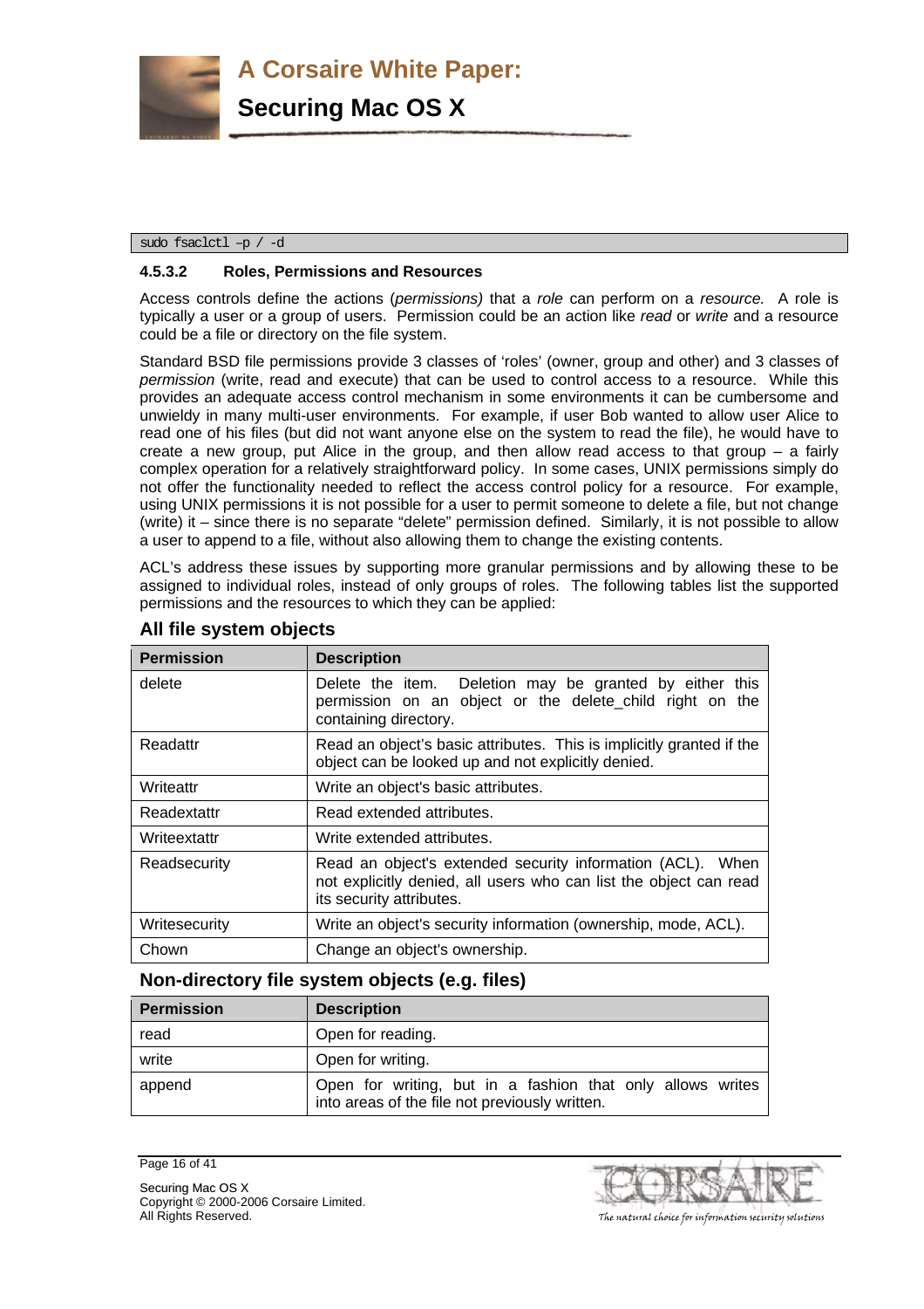```
sudo fsaclctl –p / -d
```

#### 4.5.3.2 Roles, Permissions and Resources

Access controls define the actions (*permissions)* that a *role* can perform on a *resource.* A role is typically a user or a group of users. Permission could be an action like *read* or *write* and a resource could be a file or directory on the file system.

Standard BSD file permissions provide 3 classes of 'roles' (owner, group and other) and 3 classes of *permission* (write, read and execute) that can be used to control access to a resource. While this provides an adequate access control mechanism in some environments it can be cumbersome and unwieldy in many multi-user environments. For example, if user Bob wanted to allow user Alice to read one of his files (but did not want anyone else on the system to read the file), he would have to create a new group, put Alice in the group, and then allow read access to that group – a fairly complex operation for a relatively straightforward policy. In some cases, UNIX permissions simply do not offer the functionality needed to reflect the access control policy for a resource. For example, using UNIX permissions it is not possible for a user to permit someone to delete a file, but not change (write) it – since there is no separate "delete" permission defined. Similarly, it is not possible to allow a user to append to a file, without also allowing them to change the existing contents.

ACL's address these issues by supporting more granular permissions and by allowing these to be assigned to individual roles, instead of only groups of roles. The following tables list the supported permissions and the resources to which they can be applied:

### All file system objects

| Permission | Description |
|---|---|
| delete | Delete the item. Deletion may be granted by either this permission on an object or the delete_child right on the containing directory. |
| Readattr | Read an object's basic attributes. This is implicitly granted if the object can be looked up and not explicitly denied. |
| Writeattr | Write an object's basic attributes. |
| Readextattr | Read extended attributes. |
| Writeextattr | Write extended attributes. |
| Readsecurity | Read an object's extended security information (ACL). When not explicitly denied, all users who can list the object can read its security attributes. |
| Writesecurity | Write an object's security information (ownership, mode, ACL). |
| Chown | Change an object's ownership. |

### Non-directory file system objects (e.g. files)

| Permission | Description |
|---|---|
| read | Open for reading. |
| write | Open for writing. |
| append | Open for writing, but in a fashion that only allows writes into areas of the file not previously written. |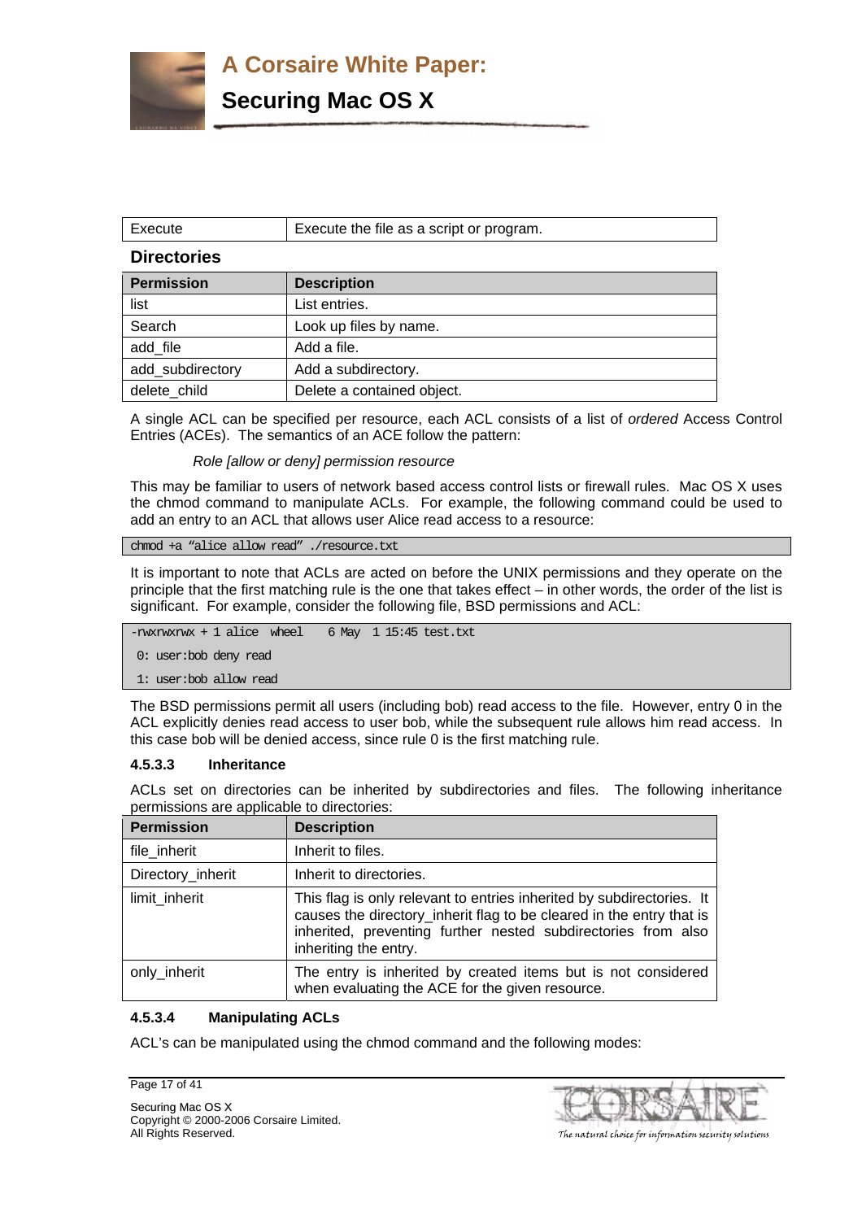| Execute | Execute the file as a script or program. |
|---|---|

**Directories**

| Permission | Description |
|---|---|
| list | List entries. |
| Search | Look up files by name. |
| add_file | Add a file. |
| add_subdirectory | Add a subdirectory. |
| delete_child | Delete a contained object. |

A single ACL can be specified per resource, each ACL consists of a list of *ordered* Access Control Entries (ACEs). The semantics of an ACE follow the pattern:

*Role [allow or deny] permission resource*

This may be familiar to users of network based access control lists or firewall rules. Mac OS X uses the chmod command to manipulate ACLs. For example, the following command could be used to add an entry to an ACL that allows user Alice read access to a resource:

```
chmod +a "alice allow read" ./resource.txt
```

It is important to note that ACLs are acted on before the UNIX permissions and they operate on the principle that the first matching rule is the one that takes effect – in other words, the order of the list is significant. For example, consider the following file, BSD permissions and ACL:

```
-rwxrwxrwx + 1 alice  wheel    6 May  1 15:45 test.txt
 0: user:bob deny read
 1: user:bob allow read
```

The BSD permissions permit all users (including bob) read access to the file. However, entry 0 in the ACL explicitly denies read access to user bob, while the subsequent rule allows him read access. In this case bob will be denied access, since rule 0 is the first matching rule.

#### 4.5.3.3 Inheritance

ACLs set on directories can be inherited by subdirectories and files. The following inheritance permissions are applicable to directories:

| Permission | Description |
|---|---|
| file_inherit | Inherit to files. |
| Directory_inherit | Inherit to directories. |
| limit_inherit | This flag is only relevant to entries inherited by subdirectories. It causes the directory_inherit flag to be cleared in the entry that is inherited, preventing further nested subdirectories from also inheriting the entry. |
| only_inherit | The entry is inherited by created items but is not considered when evaluating the ACE for the given resource. |

#### 4.5.3.4 Manipulating ACLs

ACL's can be manipulated using the chmod command and the following modes: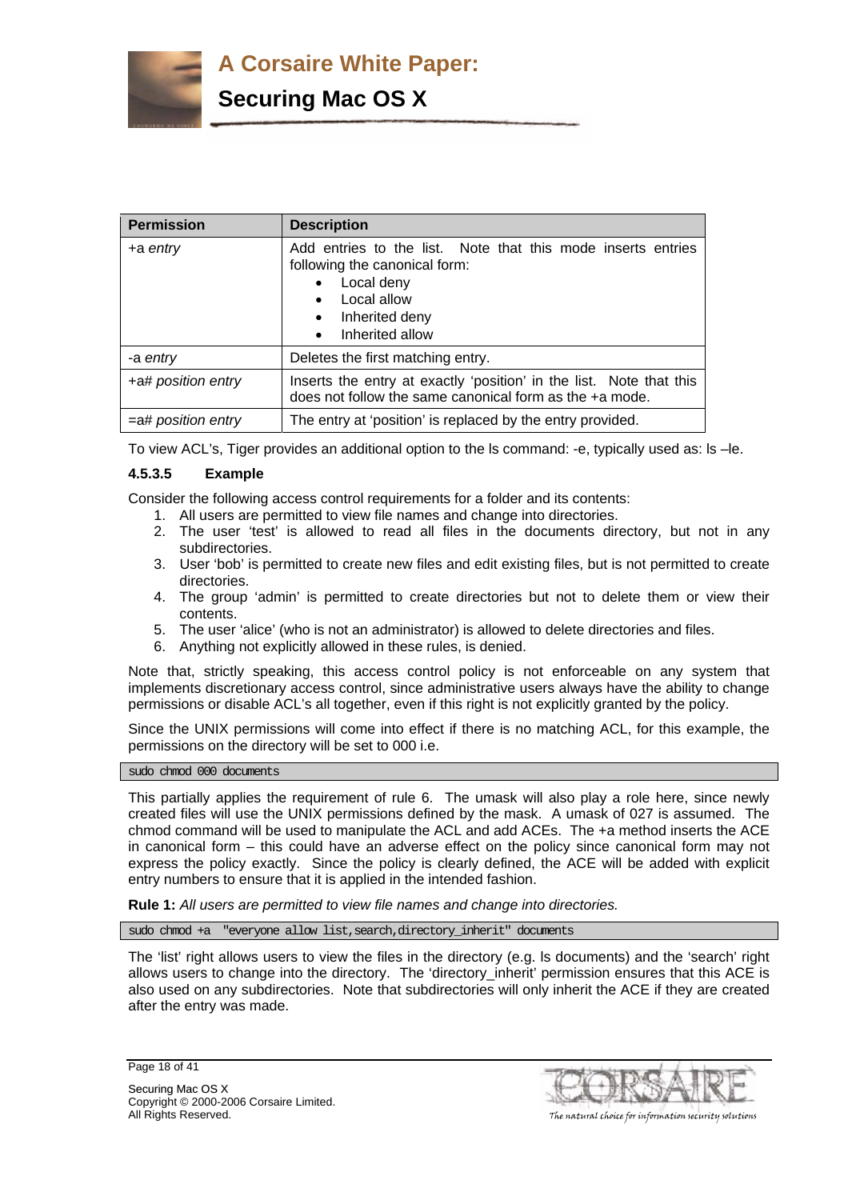| Permission | Description |
| --- | --- |
| +a *entry* | Add entries to the list. Note that this mode inserts entries following the canonical form:<br>• Local deny<br>• Local allow<br>• Inherited deny<br>• Inherited allow |
| -a *entry* | Deletes the first matching entry. |
| +a# *position entry* | Inserts the entry at exactly 'position' in the list. Note that this does not follow the same canonical form as the +a mode. |
| =a# *position entry* | The entry at 'position' is replaced by the entry provided. |

To view ACL's, Tiger provides an additional option to the ls command: -e, typically used as: ls –le.

#### 4.5.3.5 Example

Consider the following access control requirements for a folder and its contents:

1. All users are permitted to view file names and change into directories.
2. The user 'test' is allowed to read all files in the documents directory, but not in any subdirectories.
3. User 'bob' is permitted to create new files and edit existing files, but is not permitted to create directories.
4. The group 'admin' is permitted to create directories but not to delete them or view their contents.
5. The user 'alice' (who is not an administrator) is allowed to delete directories and files.
6. Anything not explicitly allowed in these rules, is denied.

Note that, strictly speaking, this access control policy is not enforceable on any system that implements discretionary access control, since administrative users always have the ability to change permissions or disable ACL's all together, even if this right is not explicitly granted by the policy.

Since the UNIX permissions will come into effect if there is no matching ACL, for this example, the permissions on the directory will be set to 000 i.e.

```
sudo chmod 000 documents
```

This partially applies the requirement of rule 6. The umask will also play a role here, since newly created files will use the UNIX permissions defined by the mask. A umask of 027 is assumed. The chmod command will be used to manipulate the ACL and add ACEs. The +a method inserts the ACE in canonical form – this could have an adverse effect on the policy since canonical form may not express the policy exactly. Since the policy is clearly defined, the ACE will be added with explicit entry numbers to ensure that it is applied in the intended fashion.

**Rule 1:** *All users are permitted to view file names and change into directories.*

```
sudo chmod +a  "everyone allow list,search,directory_inherit" documents
```

The 'list' right allows users to view the files in the directory (e.g. ls documents) and the 'search' right allows users to change into the directory. The 'directory_inherit' permission ensures that this ACE is also used on any subdirectories. Note that subdirectories will only inherit the ACE if they are created after the entry was made.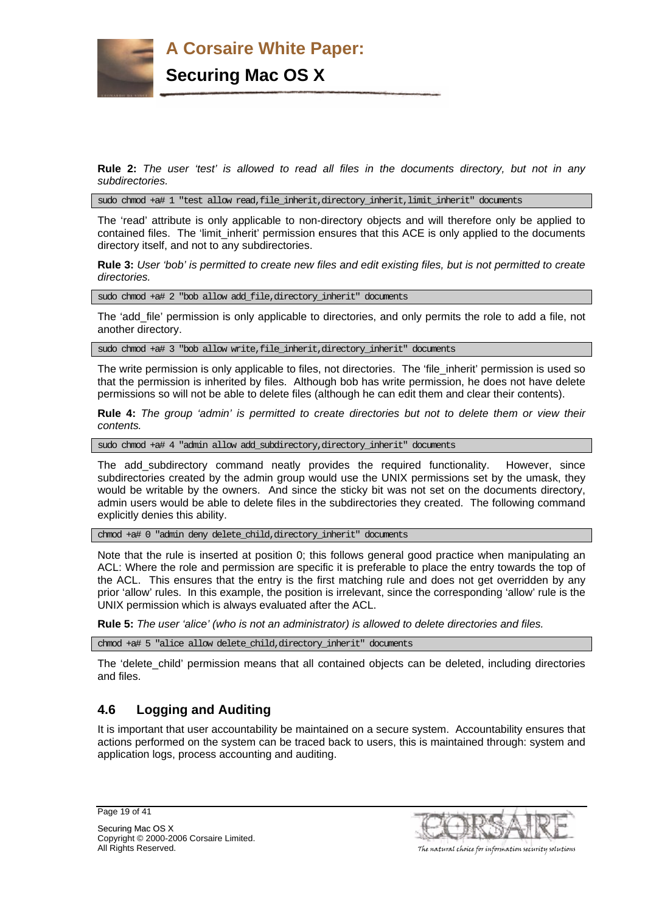**Rule 2:** *The user 'test' is allowed to read all files in the documents directory, but not in any subdirectories.*

```
sudo chmod +a# 1 "test allow read,file_inherit,directory_inherit,limit_inherit" documents
```

The 'read' attribute is only applicable to non-directory objects and will therefore only be applied to contained files. The 'limit_inherit' permission ensures that this ACE is only applied to the documents directory itself, and not to any subdirectories.

**Rule 3:** *User 'bob' is permitted to create new files and edit existing files, but is not permitted to create directories.*

```
sudo chmod +a# 2 "bob allow add_file,directory_inherit" documents
```

The 'add_file' permission is only applicable to directories, and only permits the role to add a file, not another directory.

```
sudo chmod +a# 3 "bob allow write,file_inherit,directory_inherit" documents
```

The write permission is only applicable to files, not directories. The 'file_inherit' permission is used so that the permission is inherited by files. Although bob has write permission, he does not have delete permissions so will not be able to delete files (although he can edit them and clear their contents).

**Rule 4:** *The group 'admin' is permitted to create directories but not to delete them or view their contents.*

```
sudo chmod +a# 4 "admin allow add_subdirectory,directory_inherit" documents
```

The add_subdirectory command neatly provides the required functionality. However, since subdirectories created by the admin group would use the UNIX permissions set by the umask, they would be writable by the owners. And since the sticky bit was not set on the documents directory, admin users would be able to delete files in the subdirectories they created. The following command explicitly denies this ability.

```
chmod +a# 0 "admin deny delete_child,directory_inherit" documents
```

Note that the rule is inserted at position 0; this follows general good practice when manipulating an ACL: Where the role and permission are specific it is preferable to place the entry towards the top of the ACL. This ensures that the entry is the first matching rule and does not get overridden by any prior 'allow' rules. In this example, the position is irrelevant, since the corresponding 'allow' rule is the UNIX permission which is always evaluated after the ACL.

**Rule 5:** *The user 'alice' (who is not an administrator) is allowed to delete directories and files.*

```
chmod +a# 5 "alice allow delete_child,directory_inherit" documents
```

The 'delete_child' permission means that all contained objects can be deleted, including directories and files.

## 4.6 Logging and Auditing

It is important that user accountability be maintained on a secure system. Accountability ensures that actions performed on the system can be traced back to users, this is maintained through: system and application logs, process accounting and auditing.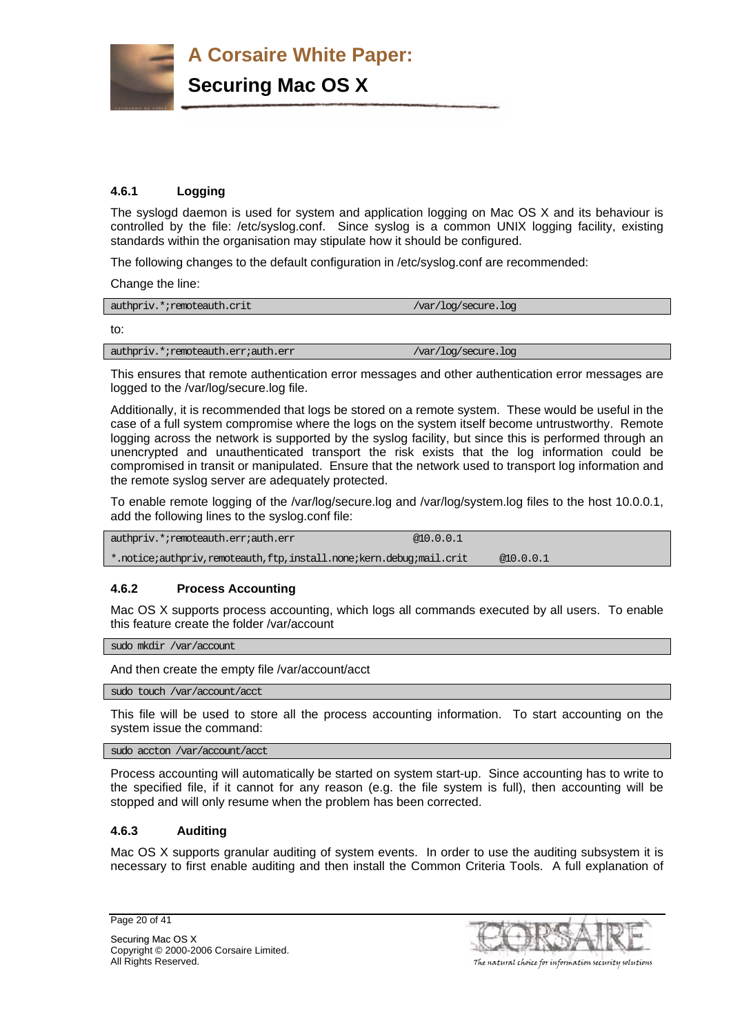### 4.6.1 Logging

The syslogd daemon is used for system and application logging on Mac OS X and its behaviour is controlled by the file: /etc/syslog.conf. Since syslog is a common UNIX logging facility, existing standards within the organisation may stipulate how it should be configured.

The following changes to the default configuration in /etc/syslog.conf are recommended:

Change the line:

```
authpriv.*;remoteauth.crit                              /var/log/secure.log
```

to:

```
authpriv.*;remoteauth.err;auth.err                      /var/log/secure.log
```

This ensures that remote authentication error messages and other authentication error messages are logged to the /var/log/secure.log file.

Additionally, it is recommended that logs be stored on a remote system. These would be useful in the case of a full system compromise where the logs on the system itself become untrustworthy. Remote logging across the network is supported by the syslog facility, but since this is performed through an unencrypted and unauthenticated transport the risk exists that the log information could be compromised in transit or manipulated. Ensure that the network used to transport log information and the remote syslog server are adequately protected.

To enable remote logging of the /var/log/secure.log and /var/log/system.log files to the host 10.0.0.1, add the following lines to the syslog.conf file:

```
authpriv.*;remoteauth.err;auth.err                      @10.0.0.1
*.notice;authpriv,remoteauth,ftp,install.none;kern.debug;mail.crit      @10.0.0.1
```

### 4.6.2 Process Accounting

Mac OS X supports process accounting, which logs all commands executed by all users. To enable this feature create the folder /var/account

```
sudo mkdir /var/account
```

And then create the empty file /var/account/acct

```
sudo touch /var/account/acct
```

This file will be used to store all the process accounting information. To start accounting on the system issue the command:

```
sudo accton /var/account/acct
```

Process accounting will automatically be started on system start-up. Since accounting has to write to the specified file, if it cannot for any reason (e.g. the file system is full), then accounting will be stopped and will only resume when the problem has been corrected.

### 4.6.3 Auditing

Mac OS X supports granular auditing of system events. In order to use the auditing subsystem it is necessary to first enable auditing and then install the Common Criteria Tools. A full explanation of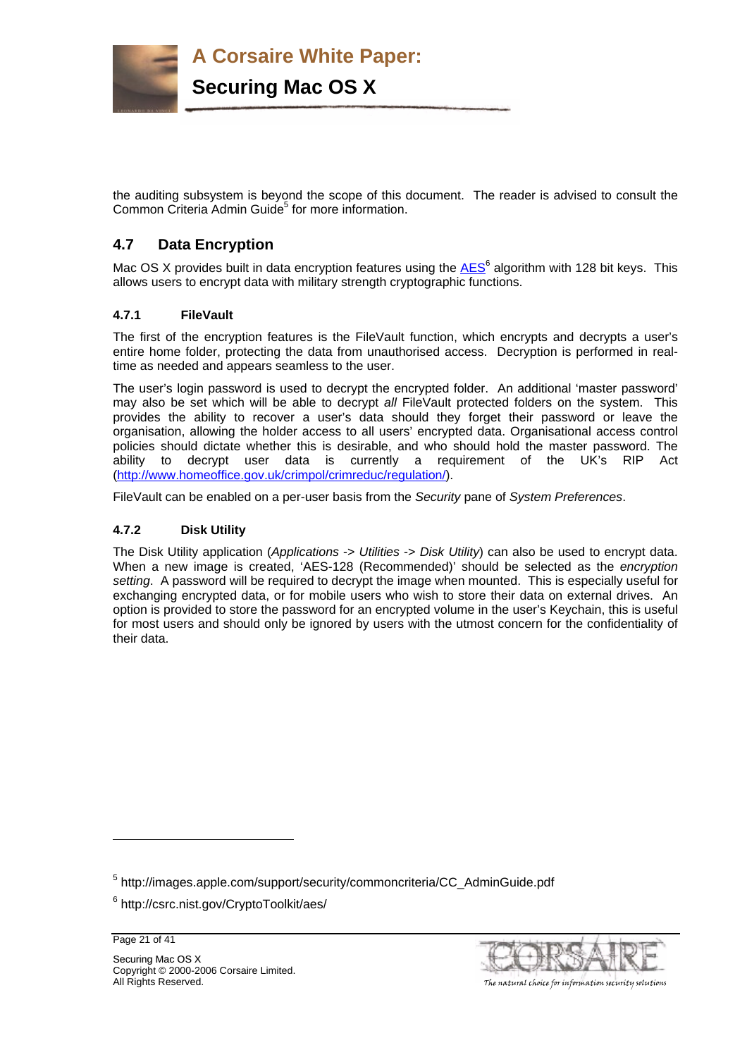the auditing subsystem is beyond the scope of this document. The reader is advised to consult the Common Criteria Admin Guide[5] for more information.

## 4.7 Data Encryption

Mac OS X provides built in data encryption features using the AES[6] algorithm with 128 bit keys. This allows users to encrypt data with military strength cryptographic functions.

### 4.7.1 FileVault

The first of the encryption features is the FileVault function, which encrypts and decrypts a user's entire home folder, protecting the data from unauthorised access. Decryption is performed in real-time as needed and appears seamless to the user.

The user's login password is used to decrypt the encrypted folder. An additional 'master password' may also be set which will be able to decrypt *all* FileVault protected folders on the system. This provides the ability to recover a user's data should they forget their password or leave the organisation, allowing the holder access to all users' encrypted data. Organisational access control policies should dictate whether this is desirable, and who should hold the master password. The ability to decrypt user data is currently a requirement of the UK's RIP Act (http://www.homeoffice.gov.uk/crimpol/crimreduc/regulation/).

FileVault can be enabled on a per-user basis from the *Security* pane of *System Preferences*.

### 4.7.2 Disk Utility

The Disk Utility application (*Applications -> Utilities -> Disk Utility*) can also be used to encrypt data. When a new image is created, 'AES-128 (Recommended)' should be selected as the *encryption setting*. A password will be required to decrypt the image when mounted. This is especially useful for exchanging encrypted data, or for mobile users who wish to store their data on external drives. An option is provided to store the password for an encrypted volume in the user's Keychain, this is useful for most users and should only be ignored by users with the utmost concern for the confidentiality of their data.

---

[5] http://images.apple.com/support/security/commoncriteria/CC_AdminGuide.pdf

[6] http://csrc.nist.gov/CryptoToolkit/aes/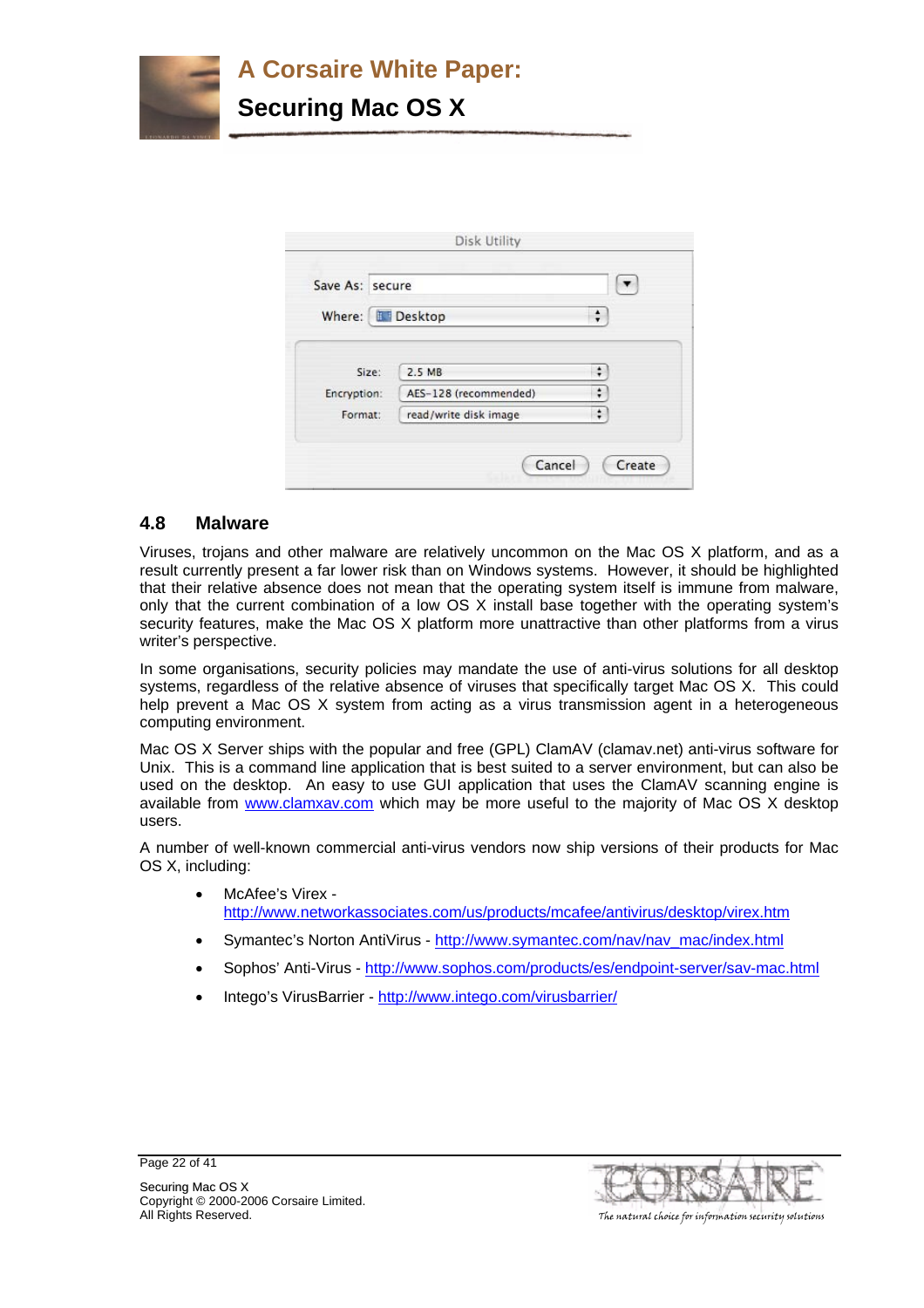## 4.8 Malware

Viruses, trojans and other malware are relatively uncommon on the Mac OS X platform, and as a result currently present a far lower risk than on Windows systems. However, it should be highlighted that their relative absence does not mean that the operating system itself is immune from malware, only that the current combination of a low OS X install base together with the operating system's security features, make the Mac OS X platform more unattractive than other platforms from a virus writer's perspective.

In some organisations, security policies may mandate the use of anti-virus solutions for all desktop systems, regardless of the relative absence of viruses that specifically target Mac OS X. This could help prevent a Mac OS X system from acting as a virus transmission agent in a heterogeneous computing environment.

Mac OS X Server ships with the popular and free (GPL) ClamAV (clamav.net) anti-virus software for Unix. This is a command line application that is best suited to a server environment, but can also be used on the desktop. An easy to use GUI application that uses the ClamAV scanning engine is available from www.clamxav.com which may be more useful to the majority of Mac OS X desktop users.

A number of well-known commercial anti-virus vendors now ship versions of their products for Mac OS X, including:

- McAfee's Virex - http://www.networkassociates.com/us/products/mcafee/antivirus/desktop/virex.htm
- Symantec's Norton AntiVirus - http://www.symantec.com/nav/nav_mac/index.html
- Sophos' Anti-Virus - http://www.sophos.com/products/es/endpoint-server/sav-mac.html
- Intego's VirusBarrier - http://www.intego.com/virusbarrier/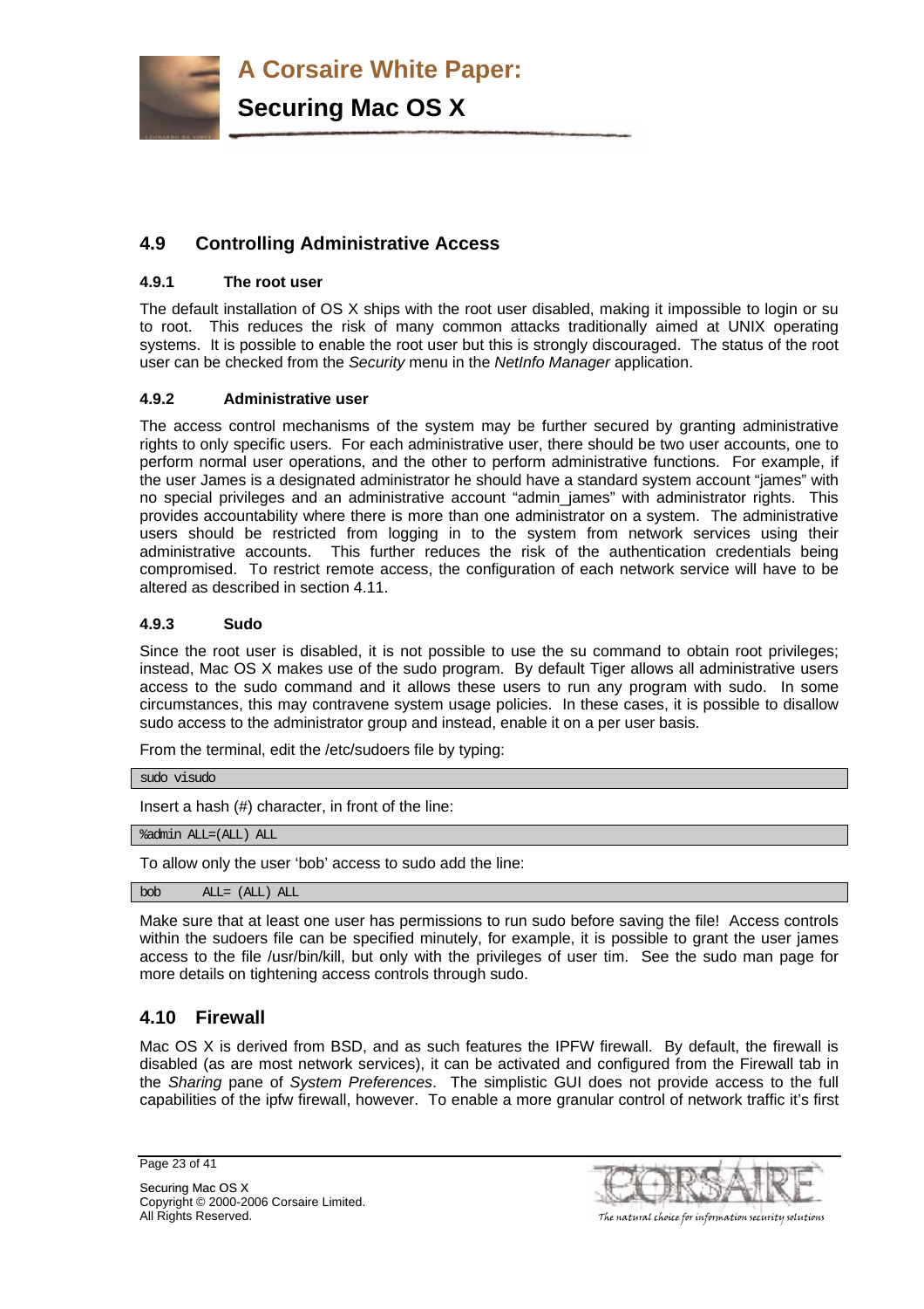## 4.9 Controlling Administrative Access

### 4.9.1 The root user

The default installation of OS X ships with the root user disabled, making it impossible to login or su to root. This reduces the risk of many common attacks traditionally aimed at UNIX operating systems. It is possible to enable the root user but this is strongly discouraged. The status of the root user can be checked from the *Security* menu in the *NetInfo Manager* application.

### 4.9.2 Administrative user

The access control mechanisms of the system may be further secured by granting administrative rights to only specific users. For each administrative user, there should be two user accounts, one to perform normal user operations, and the other to perform administrative functions. For example, if the user James is a designated administrator he should have a standard system account "james" with no special privileges and an administrative account "admin_james" with administrator rights. This provides accountability where there is more than one administrator on a system. The administrative users should be restricted from logging in to the system from network services using their administrative accounts. This further reduces the risk of the authentication credentials being compromised. To restrict remote access, the configuration of each network service will have to be altered as described in section 4.11.

### 4.9.3 Sudo

Since the root user is disabled, it is not possible to use the su command to obtain root privileges; instead, Mac OS X makes use of the sudo program. By default Tiger allows all administrative users access to the sudo command and it allows these users to run any program with sudo. In some circumstances, this may contravene system usage policies. In these cases, it is possible to disallow sudo access to the administrator group and instead, enable it on a per user basis.

From the terminal, edit the /etc/sudoers file by typing:

```
sudo visudo
```

Insert a hash (#) character, in front of the line:

```
%admin ALL=(ALL) ALL
```

To allow only the user 'bob' access to sudo add the line:

```
bob      ALL= (ALL) ALL
```

Make sure that at least one user has permissions to run sudo before saving the file! Access controls within the sudoers file can be specified minutely, for example, it is possible to grant the user james access to the file /usr/bin/kill, but only with the privileges of user tim. See the sudo man page for more details on tightening access controls through sudo.

## 4.10 Firewall

Mac OS X is derived from BSD, and as such features the IPFW firewall. By default, the firewall is disabled (as are most network services), it can be activated and configured from the Firewall tab in the *Sharing* pane of *System Preferences*. The simplistic GUI does not provide access to the full capabilities of the ipfw firewall, however. To enable a more granular control of network traffic it's first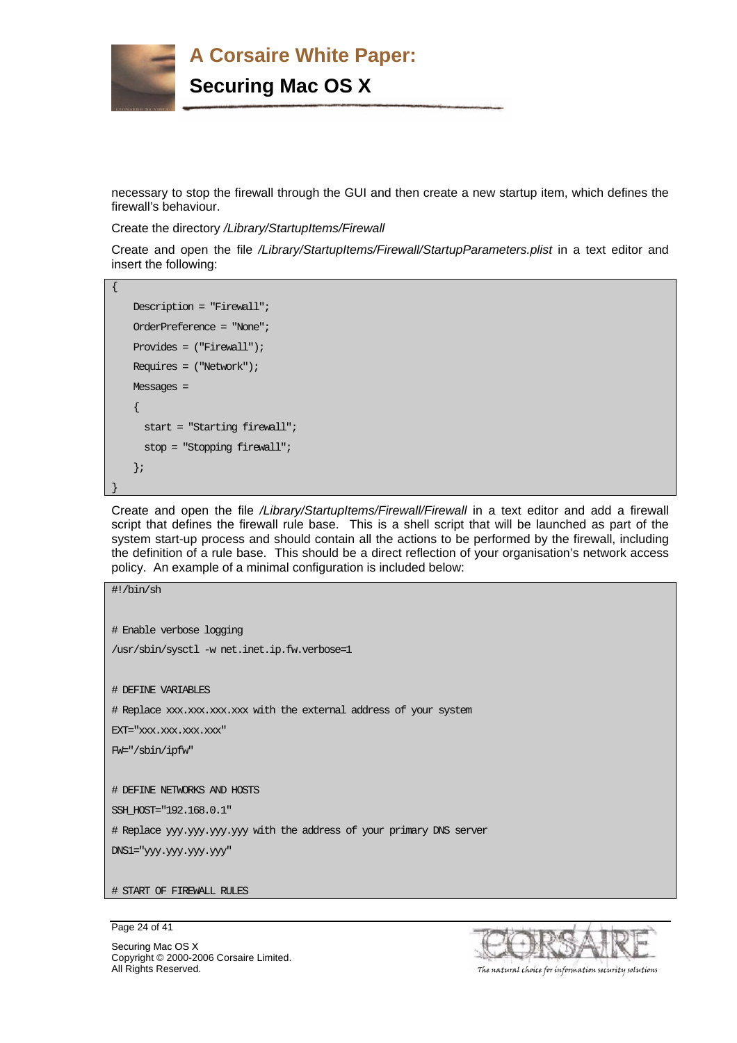necessary to stop the firewall through the GUI and then create a new startup item, which defines the firewall's behaviour.

Create the directory */Library/StartupItems/Firewall*

Create and open the file */Library/StartupItems/Firewall/StartupParameters.plist* in a text editor and insert the following:

```
{
    Description = "Firewall";
    OrderPreference = "None";
    Provides = ("Firewall");
    Requires = ("Network");
    Messages =
    {
      start = "Starting firewall";
      stop = "Stopping firewall";
    };
}
```

Create and open the file */Library/StartupItems/Firewall/Firewall* in a text editor and add a firewall script that defines the firewall rule base. This is a shell script that will be launched as part of the system start-up process and should contain all the actions to be performed by the firewall, including the definition of a rule base. This should be a direct reflection of your organisation's network access policy. An example of a minimal configuration is included below:

```
#!/bin/sh

# Enable verbose logging
/usr/sbin/sysctl -w net.inet.ip.fw.verbose=1

# DEFINE VARIABLES
# Replace xxx.xxx.xxx.xxx with the external address of your system
EXT="xxx.xxx.xxx.xxx"
FW="/sbin/ipfw"

# DEFINE NETWORKS AND HOSTS
SSH_HOST="192.168.0.1"
# Replace yyy.yyy.yyy.yyy with the address of your primary DNS server
DNS1="yyy.yyy.yyy.yyy"

# START OF FIREWALL RULES
```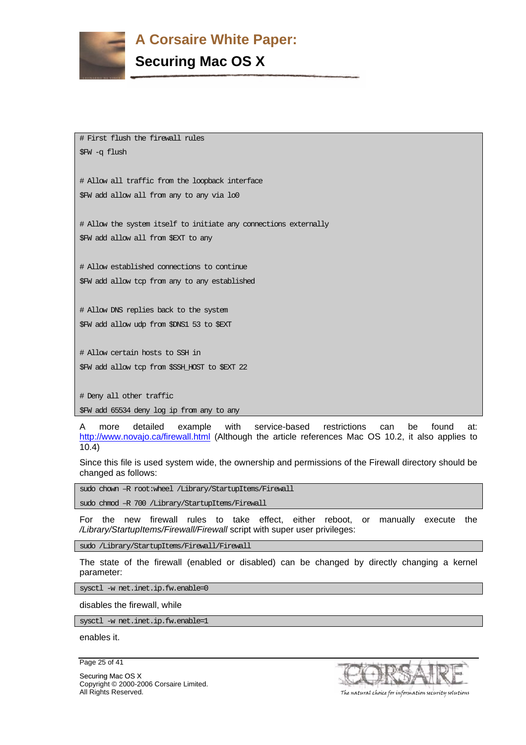```
# First flush the firewall rules
$FW -q flush

# Allow all traffic from the loopback interface
$FW add allow all from any to any via lo0

# Allow the system itself to initiate any connections externally
$FW add allow all from $EXT to any

# Allow established connections to continue
$FW add allow tcp from any to any established

# Allow DNS replies back to the system
$FW add allow udp from $DNS1 53 to $EXT

# Allow certain hosts to SSH in
$FW add allow tcp from $SSH_HOST to $EXT 22

# Deny all other traffic
$FW add 65534 deny log ip from any to any
```

A more detailed example with service-based restrictions can be found at: http://www.novajo.ca/firewall.html (Although the article references Mac OS 10.2, it also applies to 10.4)

Since this file is used system wide, the ownership and permissions of the Firewall directory should be changed as follows:

```
sudo chown –R root:wheel /Library/StartupItems/Firewall
sudo chmod –R 700 /Library/StartupItems/Firewall
```

For the new firewall rules to take effect, either reboot, or manually execute the */Library/StartupItems/Firewall/Firewall* script with super user privileges:

```
sudo /Library/StartupItems/Firewall/Firewall
```

The state of the firewall (enabled or disabled) can be changed by directly changing a kernel parameter:

```
sysctl -w net.inet.ip.fw.enable=0
```

disables the firewall, while

```
sysctl -w net.inet.ip.fw.enable=1
```

enables it.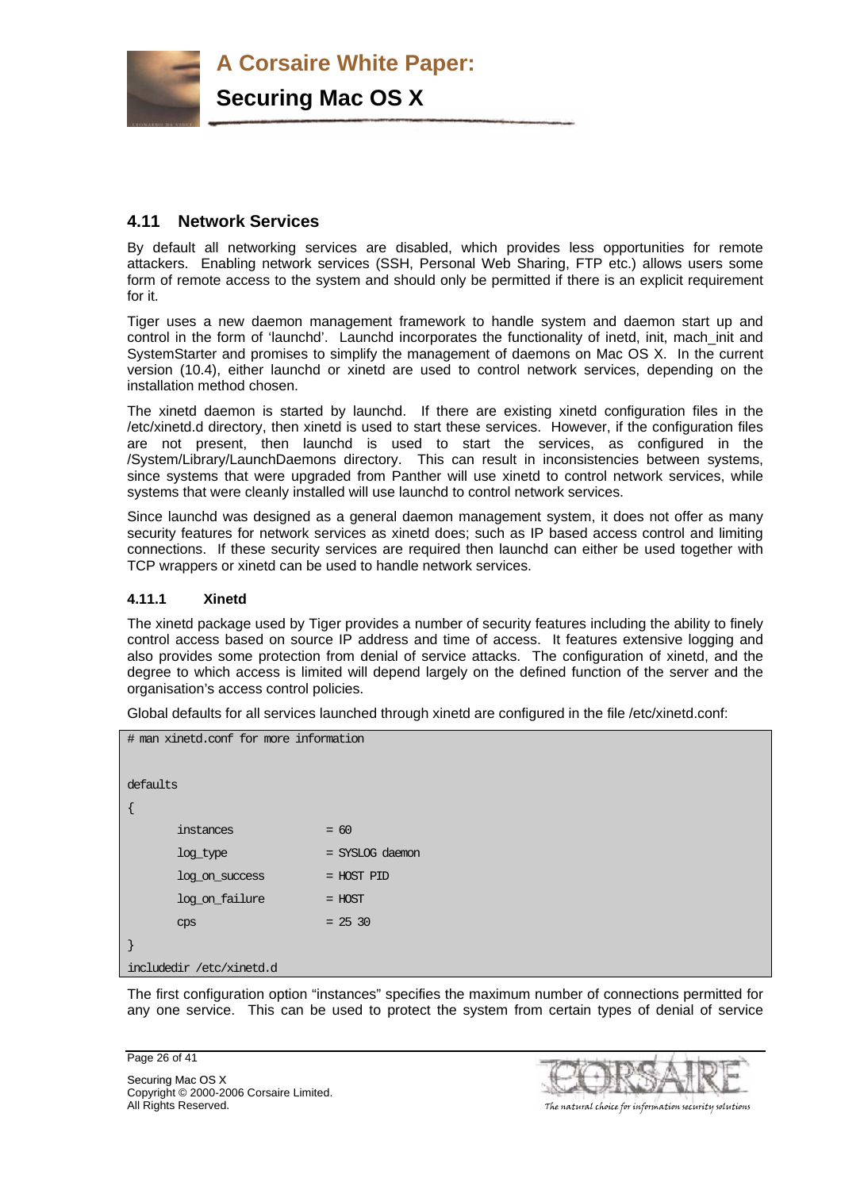## 4.11 Network Services

By default all networking services are disabled, which provides less opportunities for remote attackers. Enabling network services (SSH, Personal Web Sharing, FTP etc.) allows users some form of remote access to the system and should only be permitted if there is an explicit requirement for it.

Tiger uses a new daemon management framework to handle system and daemon start up and control in the form of 'launchd'. Launchd incorporates the functionality of inetd, init, mach_init and SystemStarter and promises to simplify the management of daemons on Mac OS X. In the current version (10.4), either launchd or xinetd are used to control network services, depending on the installation method chosen.

The xinetd daemon is started by launchd. If there are existing xinetd configuration files in the /etc/xinetd.d directory, then xinetd is used to start these services. However, if the configuration files are not present, then launchd is used to start the services, as configured in the /System/Library/LaunchDaemons directory. This can result in inconsistencies between systems, since systems that were upgraded from Panther will use xinetd to control network services, while systems that were cleanly installed will use launchd to control network services.

Since launchd was designed as a general daemon management system, it does not offer as many security features for network services as xinetd does; such as IP based access control and limiting connections. If these security services are required then launchd can either be used together with TCP wrappers or xinetd can be used to handle network services.

### 4.11.1 Xinetd

The xinetd package used by Tiger provides a number of security features including the ability to finely control access based on source IP address and time of access. It features extensive logging and also provides some protection from denial of service attacks. The configuration of xinetd, and the degree to which access is limited will depend largely on the defined function of the server and the organisation's access control policies.

Global defaults for all services launched through xinetd are configured in the file /etc/xinetd.conf:

```
# man xinetd.conf for more information

defaults
{
        instances               = 60
        log_type                = SYSLOG daemon
        log_on_success          = HOST PID
        log_on_failure          = HOST
        cps                     = 25 30
}
includedir /etc/xinetd.d
```

The first configuration option "instances" specifies the maximum number of connections permitted for any one service. This can be used to protect the system from certain types of denial of service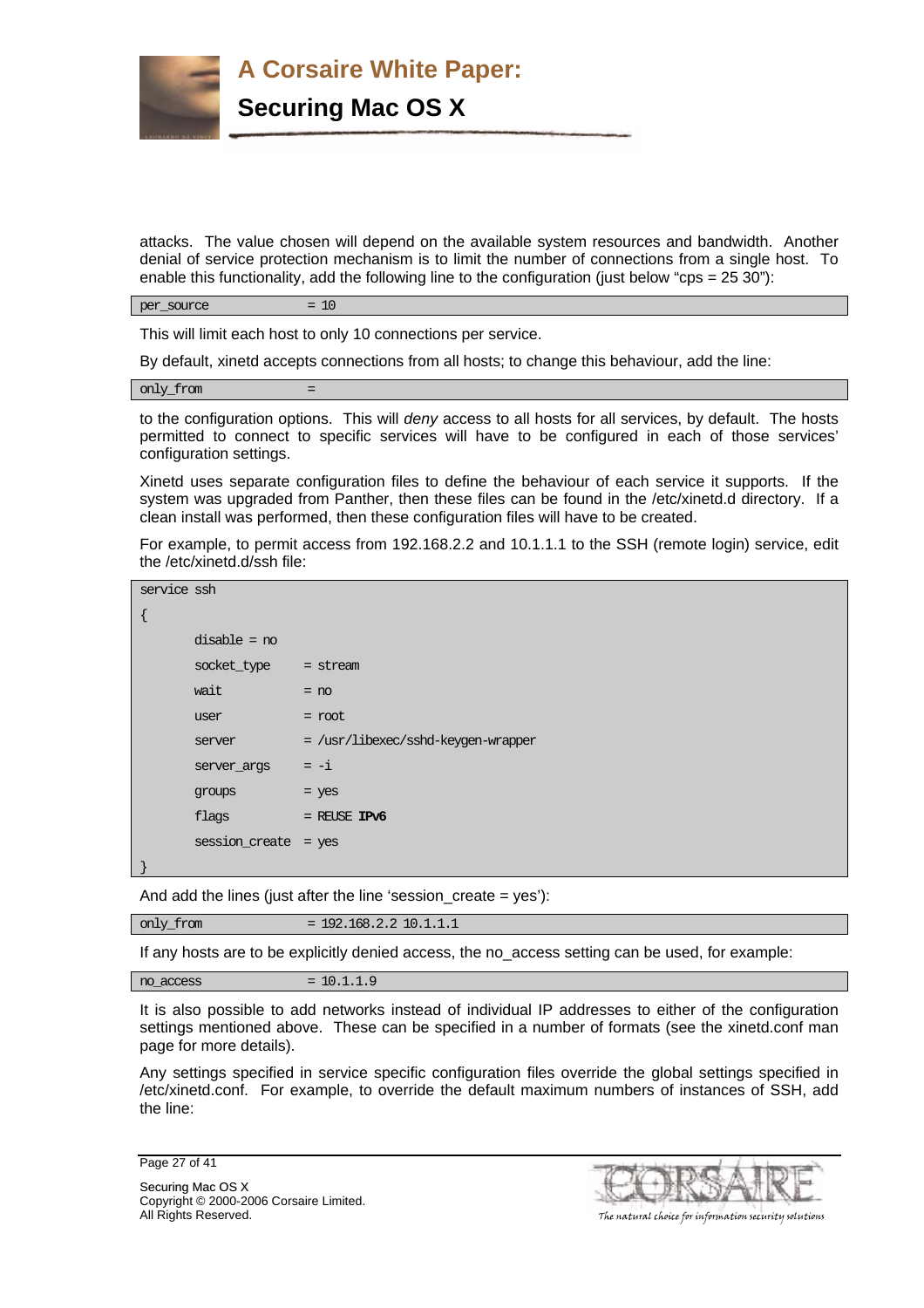attacks. The value chosen will depend on the available system resources and bandwidth. Another denial of service protection mechanism is to limit the number of connections from a single host. To enable this functionality, add the following line to the configuration (just below "cps = 25 30"):

```
per_source           = 10
```

This will limit each host to only 10 connections per service.

By default, xinetd accepts connections from all hosts; to change this behaviour, add the line:

```
only_from            =
```

to the configuration options. This will *deny* access to all hosts for all services, by default. The hosts permitted to connect to specific services will have to be configured in each of those services' configuration settings.

Xinetd uses separate configuration files to define the behaviour of each service it supports. If the system was upgraded from Panther, then these files can be found in the /etc/xinetd.d directory. If a clean install was performed, then these configuration files will have to be created.

For example, to permit access from 192.168.2.2 and 10.1.1.1 to the SSH (remote login) service, edit the /etc/xinetd.d/ssh file:

```
service ssh
{
        disable = no
        socket_type     = stream
        wait            = no
        user            = root
        server          = /usr/libexec/sshd-keygen-wrapper
        server_args     = -i
        groups          = yes
        flags           = REUSE IPv6
        session_create  = yes
}
```

And add the lines (just after the line 'session_create = yes'):

```
only_from            = 192.168.2.2 10.1.1.1
```

If any hosts are to be explicitly denied access, the no_access setting can be used, for example:

```
no_access            = 10.1.1.9
```

It is also possible to add networks instead of individual IP addresses to either of the configuration settings mentioned above. These can be specified in a number of formats (see the xinetd.conf man page for more details).

Any settings specified in service specific configuration files override the global settings specified in /etc/xinetd.conf. For example, to override the default maximum numbers of instances of SSH, add the line: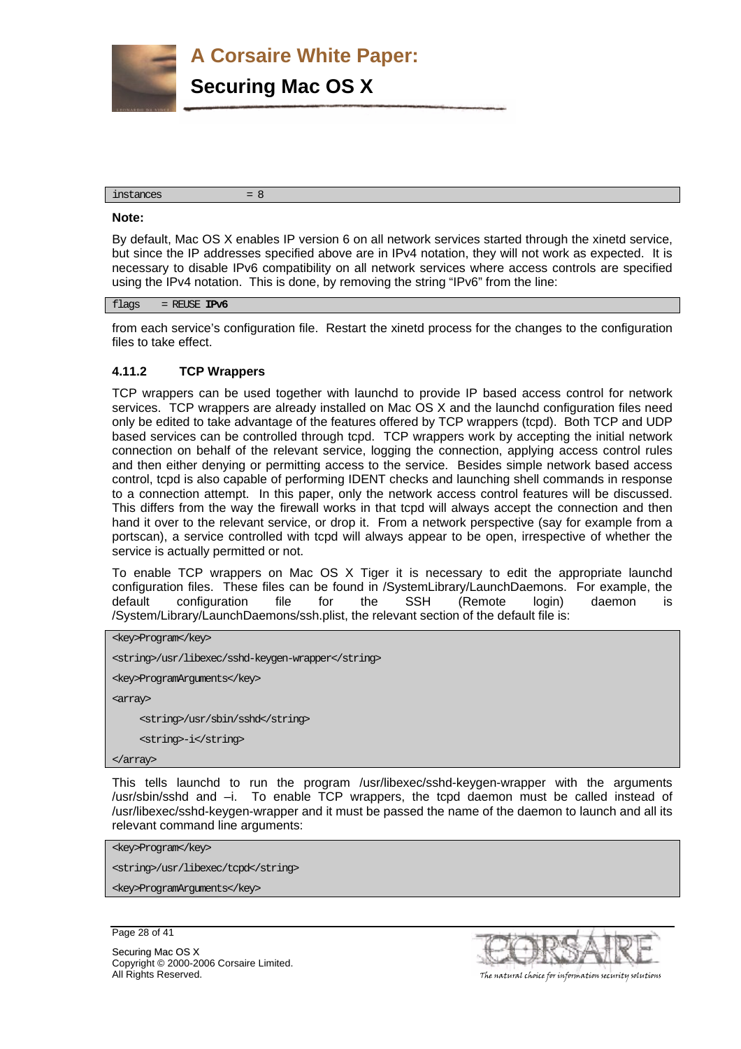```
instances           = 8
```

**Note:**

By default, Mac OS X enables IP version 6 on all network services started through the xinetd service, but since the IP addresses specified above are in IPv4 notation, they will not work as expected. It is necessary to disable IPv6 compatibility on all network services where access controls are specified using the IPv4 notation. This is done, by removing the string "IPv6" from the line:

```
flags    = REUSE IPv6
```

from each service's configuration file. Restart the xinetd process for the changes to the configuration files to take effect.

### 4.11.2 TCP Wrappers

TCP wrappers can be used together with launchd to provide IP based access control for network services. TCP wrappers are already installed on Mac OS X and the launchd configuration files need only be edited to take advantage of the features offered by TCP wrappers (tcpd). Both TCP and UDP based services can be controlled through tcpd. TCP wrappers work by accepting the initial network connection on behalf of the relevant service, logging the connection, applying access control rules and then either denying or permitting access to the service. Besides simple network based access control, tcpd is also capable of performing IDENT checks and launching shell commands in response to a connection attempt. In this paper, only the network access control features will be discussed. This differs from the way the firewall works in that tcpd will always accept the connection and then hand it over to the relevant service, or drop it. From a network perspective (say for example from a portscan), a service controlled with tcpd will always appear to be open, irrespective of whether the service is actually permitted or not.

To enable TCP wrappers on Mac OS X Tiger it is necessary to edit the appropriate launchd configuration files. These files can be found in /SystemLibrary/LaunchDaemons. For example, the default configuration file for the SSH (Remote login) daemon is /System/Library/LaunchDaemons/ssh.plist, the relevant section of the default file is:

```
<key>Program</key>
<string>/usr/libexec/sshd-keygen-wrapper</string>
<key>ProgramArguments</key>
<array>
    <string>/usr/sbin/sshd</string>
    <string>-i</string>
</array>
```

This tells launchd to run the program /usr/libexec/sshd-keygen-wrapper with the arguments /usr/sbin/sshd and –i. To enable TCP wrappers, the tcpd daemon must be called instead of /usr/libexec/sshd-keygen-wrapper and it must be passed the name of the daemon to launch and all its relevant command line arguments:

```
<key>Program</key>
<string>/usr/libexec/tcpd</string>
<key>ProgramArguments</key>
```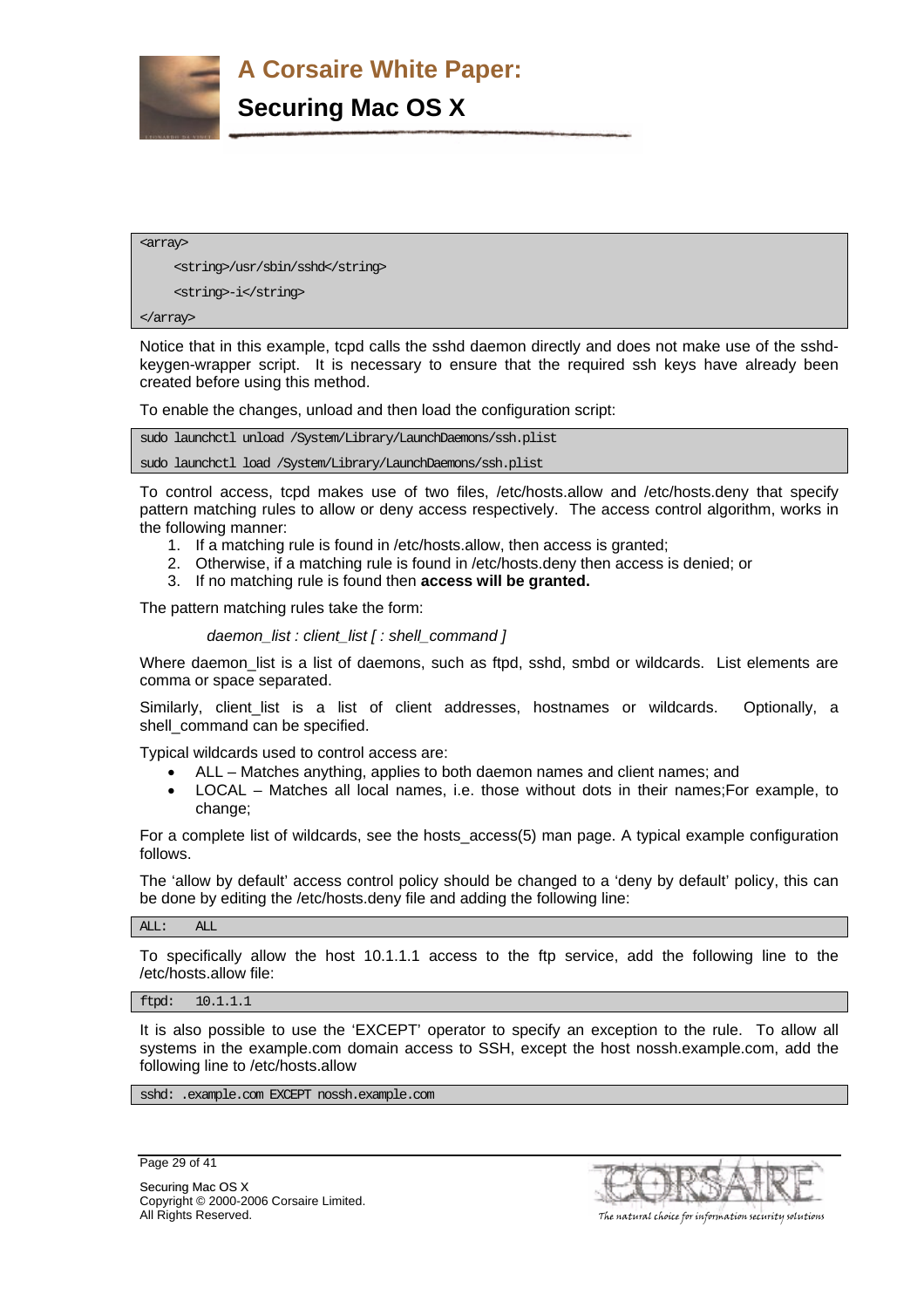```
<array>
    <string>/usr/sbin/sshd</string>
    <string>-i</string>
</array>
```

Notice that in this example, tcpd calls the sshd daemon directly and does not make use of the sshd-keygen-wrapper script. It is necessary to ensure that the required ssh keys have already been created before using this method.

To enable the changes, unload and then load the configuration script:

```
sudo launchctl unload /System/Library/LaunchDaemons/ssh.plist
sudo launchctl load /System/Library/LaunchDaemons/ssh.plist
```

To control access, tcpd makes use of two files, /etc/hosts.allow and /etc/hosts.deny that specify pattern matching rules to allow or deny access respectively. The access control algorithm, works in the following manner:

1. If a matching rule is found in /etc/hosts.allow, then access is granted;
2. Otherwise, if a matching rule is found in /etc/hosts.deny then access is denied; or
3. If no matching rule is found then **access will be granted.**

The pattern matching rules take the form:

*daemon_list : client_list [ : shell_command ]*

Where daemon_list is a list of daemons, such as ftpd, sshd, smbd or wildcards. List elements are comma or space separated.

Similarly, client_list is a list of client addresses, hostnames or wildcards. Optionally, a shell_command can be specified.

Typical wildcards used to control access are:

- ALL – Matches anything, applies to both daemon names and client names; and
- LOCAL – Matches all local names, i.e. those without dots in their names;For example, to change;

For a complete list of wildcards, see the hosts_access(5) man page. A typical example configuration follows.

The 'allow by default' access control policy should be changed to a 'deny by default' policy, this can be done by editing the /etc/hosts.deny file and adding the following line:

```
ALL:    ALL
```

To specifically allow the host 10.1.1.1 access to the ftp service, add the following line to the /etc/hosts.allow file:

```
ftpd:   10.1.1.1
```

It is also possible to use the 'EXCEPT' operator to specify an exception to the rule. To allow all systems in the example.com domain access to SSH, except the host nossh.example.com, add the following line to /etc/hosts.allow

```
sshd: .example.com EXCEPT nossh.example.com
```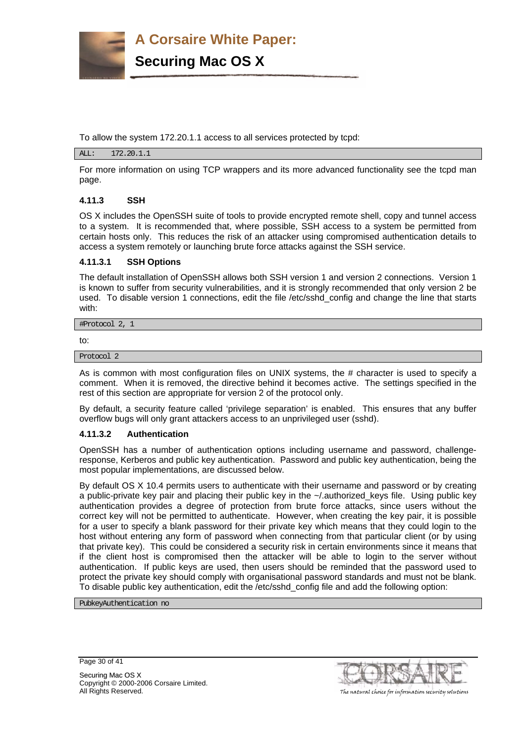To allow the system 172.20.1.1 access to all services protected by tcpd:

```
ALL:    172.20.1.1
```

For more information on using TCP wrappers and its more advanced functionality see the tcpd man page.

#### 4.11.3 SSH

OS X includes the OpenSSH suite of tools to provide encrypted remote shell, copy and tunnel access to a system. It is recommended that, where possible, SSH access to a system be permitted from certain hosts only. This reduces the risk of an attacker using compromised authentication details to access a system remotely or launching brute force attacks against the SSH service.

##### 4.11.3.1 SSH Options

The default installation of OpenSSH allows both SSH version 1 and version 2 connections. Version 1 is known to suffer from security vulnerabilities, and it is strongly recommended that only version 2 be used. To disable version 1 connections, edit the file /etc/sshd_config and change the line that starts with:

```
#Protocol 2, 1
```

to:

```
Protocol 2
```

As is common with most configuration files on UNIX systems, the # character is used to specify a comment. When it is removed, the directive behind it becomes active. The settings specified in the rest of this section are appropriate for version 2 of the protocol only.

By default, a security feature called 'privilege separation' is enabled. This ensures that any buffer overflow bugs will only grant attackers access to an unprivileged user (sshd).

##### 4.11.3.2 Authentication

OpenSSH has a number of authentication options including username and password, challenge-response, Kerberos and public key authentication. Password and public key authentication, being the most popular implementations, are discussed below.

By default OS X 10.4 permits users to authenticate with their username and password or by creating a public-private key pair and placing their public key in the ~/.authorized_keys file. Using public key authentication provides a degree of protection from brute force attacks, since users without the correct key will not be permitted to authenticate. However, when creating the key pair, it is possible for a user to specify a blank password for their private key which means that they could login to the host without entering any form of password when connecting from that particular client (or by using that private key). This could be considered a security risk in certain environments since it means that if the client host is compromised then the attacker will be able to login to the server without authentication. If public keys are used, then users should be reminded that the password used to protect the private key should comply with organisational password standards and must not be blank. To disable public key authentication, edit the /etc/sshd_config file and add the following option:

```
PubkeyAuthentication no
```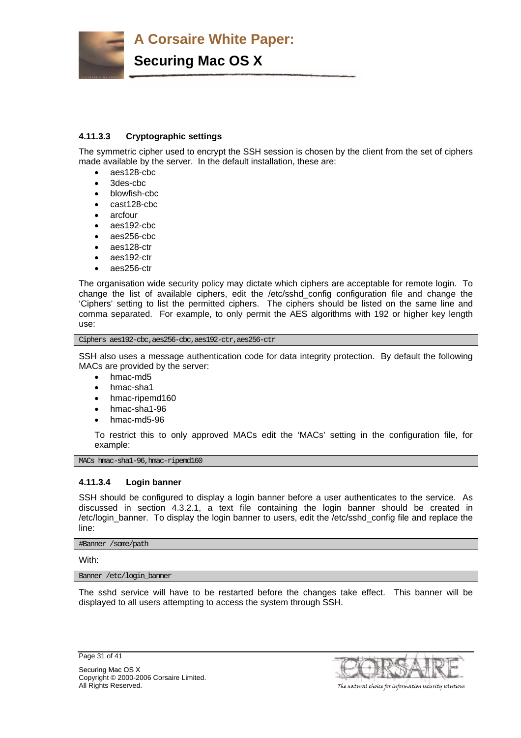#### 4.11.3.3 Cryptographic settings

The symmetric cipher used to encrypt the SSH session is chosen by the client from the set of ciphers made available by the server. In the default installation, these are:

- aes128-cbc
- 3des-cbc
- blowfish-cbc
- cast128-cbc
- arcfour
- aes192-cbc
- aes256-cbc
- aes128-ctr
- aes192-ctr
- aes256-ctr

The organisation wide security policy may dictate which ciphers are acceptable for remote login. To change the list of available ciphers, edit the /etc/sshd_config configuration file and change the 'Ciphers' setting to list the permitted ciphers. The ciphers should be listed on the same line and comma separated. For example, to only permit the AES algorithms with 192 or higher key length use:

```
Ciphers aes192-cbc,aes256-cbc,aes192-ctr,aes256-ctr
```

SSH also uses a message authentication code for data integrity protection. By default the following MACs are provided by the server:

- hmac-md5
- hmac-sha1
- hmac-ripemd160
- hmac-sha1-96
- hmac-md5-96

To restrict this to only approved MACs edit the 'MACs' setting in the configuration file, for example:

```
MACs hmac-sha1-96,hmac-ripemd160
```

#### 4.11.3.4 Login banner

SSH should be configured to display a login banner before a user authenticates to the service. As discussed in section 4.3.2.1, a text file containing the login banner should be created in /etc/login_banner. To display the login banner to users, edit the /etc/sshd_config file and replace the line:

```
#Banner /some/path
```

With:

```
Banner /etc/login_banner
```

The sshd service will have to be restarted before the changes take effect. This banner will be displayed to all users attempting to access the system through SSH.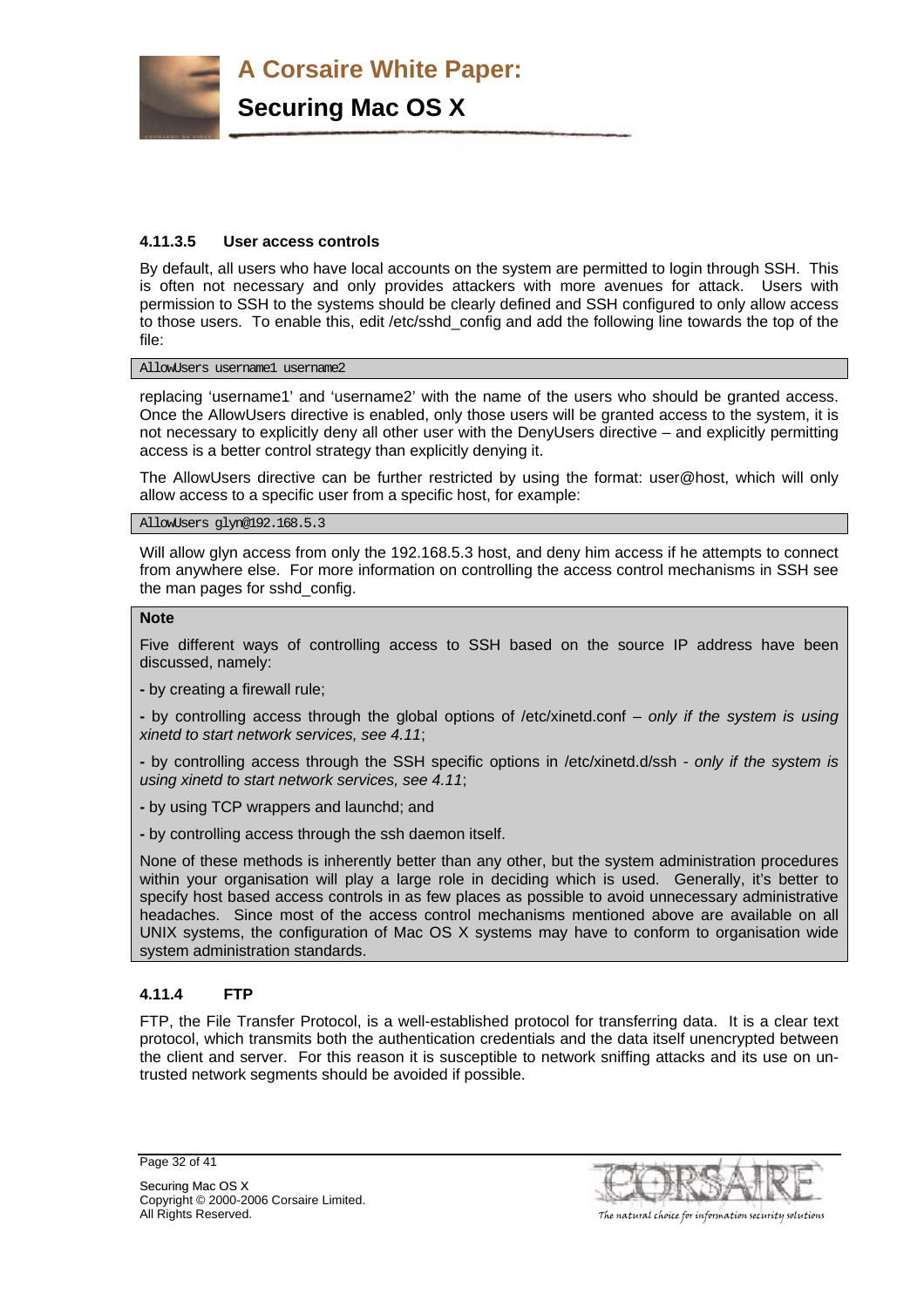#### 4.11.3.5 User access controls

By default, all users who have local accounts on the system are permitted to login through SSH. This is often not necessary and only provides attackers with more avenues for attack. Users with permission to SSH to the systems should be clearly defined and SSH configured to only allow access to those users. To enable this, edit /etc/sshd_config and add the following line towards the top of the file:

```
AllowUsers username1 username2
```

replacing 'username1' and 'username2' with the name of the users who should be granted access. Once the AllowUsers directive is enabled, only those users will be granted access to the system, it is not necessary to explicitly deny all other user with the DenyUsers directive – and explicitly permitting access is a better control strategy than explicitly denying it.

The AllowUsers directive can be further restricted by using the format: user@host, which will only allow access to a specific user from a specific host, for example:

```
AllowUsers glyn@192.168.5.3
```

Will allow glyn access from only the 192.168.5.3 host, and deny him access if he attempts to connect from anywhere else. For more information on controlling the access control mechanisms in SSH see the man pages for sshd_config.

> **Note**
>
> Five different ways of controlling access to SSH based on the source IP address have been discussed, namely:
>
> - by creating a firewall rule;
> - by controlling access through the global options of /etc/xinetd.conf – *only if the system is using xinetd to start network services, see 4.11*;
> - by controlling access through the SSH specific options in /etc/xinetd.d/ssh - *only if the system is using xinetd to start network services, see 4.11*;
> - by using TCP wrappers and launchd; and
> - by controlling access through the ssh daemon itself.
>
> None of these methods is inherently better than any other, but the system administration procedures within your organisation will play a large role in deciding which is used. Generally, it's better to specify host based access controls in as few places as possible to avoid unnecessary administrative headaches. Since most of the access control mechanisms mentioned above are available on all UNIX systems, the configuration of Mac OS X systems may have to conform to organisation wide system administration standards.

### 4.11.4 FTP

FTP, the File Transfer Protocol, is a well-established protocol for transferring data. It is a clear text protocol, which transmits both the authentication credentials and the data itself unencrypted between the client and server. For this reason it is susceptible to network sniffing attacks and its use on un-trusted network segments should be avoided if possible.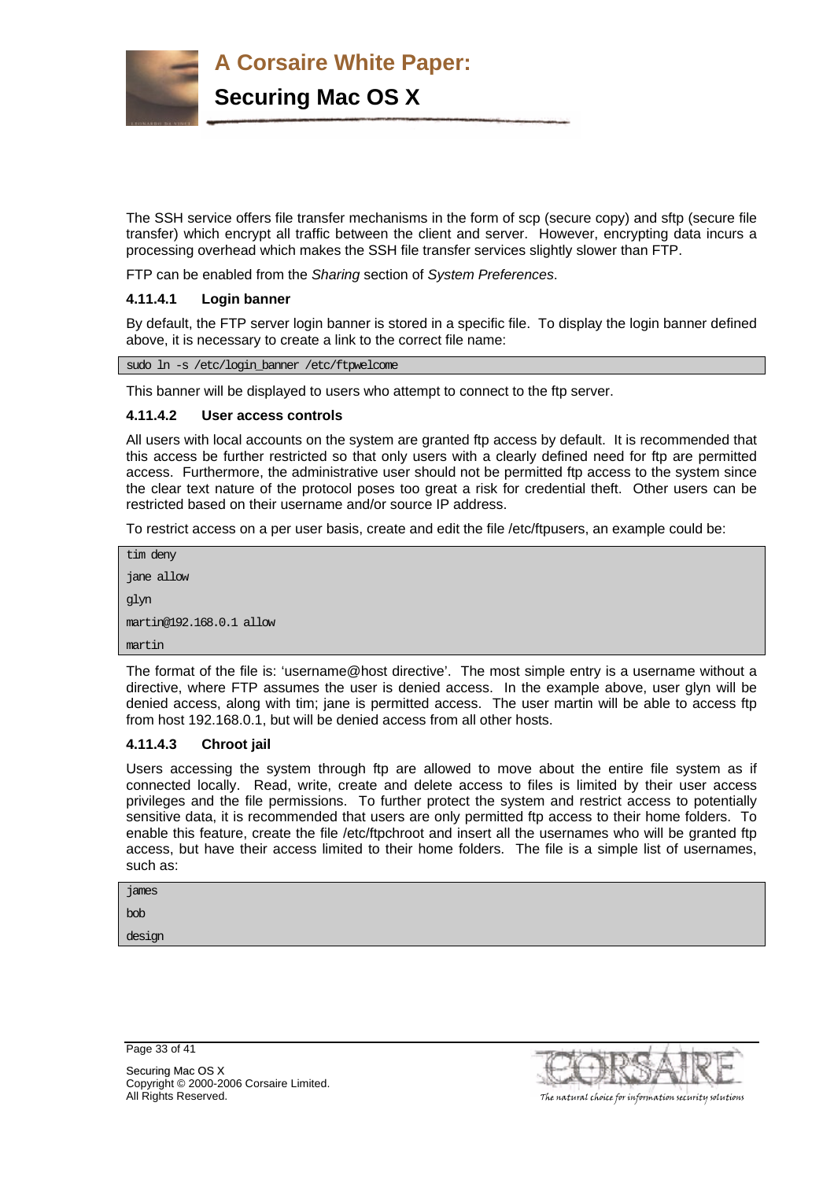The SSH service offers file transfer mechanisms in the form of scp (secure copy) and sftp (secure file transfer) which encrypt all traffic between the client and server. However, encrypting data incurs a processing overhead which makes the SSH file transfer services slightly slower than FTP.

FTP can be enabled from the *Sharing* section of *System Preferences*.

#### 4.11.4.1 Login banner

By default, the FTP server login banner is stored in a specific file. To display the login banner defined above, it is necessary to create a link to the correct file name:

```
sudo ln -s /etc/login_banner /etc/ftpwelcome
```

This banner will be displayed to users who attempt to connect to the ftp server.

#### 4.11.4.2 User access controls

All users with local accounts on the system are granted ftp access by default. It is recommended that this access be further restricted so that only users with a clearly defined need for ftp are permitted access. Furthermore, the administrative user should not be permitted ftp access to the system since the clear text nature of the protocol poses too great a risk for credential theft. Other users can be restricted based on their username and/or source IP address.

To restrict access on a per user basis, create and edit the file /etc/ftpusers, an example could be:

```
tim deny
jane allow
glyn
martin@192.168.0.1 allow
martin
```

The format of the file is: 'username@host directive'. The most simple entry is a username without a directive, where FTP assumes the user is denied access. In the example above, user glyn will be denied access, along with tim; jane is permitted access. The user martin will be able to access ftp from host 192.168.0.1, but will be denied access from all other hosts.

#### 4.11.4.3 Chroot jail

Users accessing the system through ftp are allowed to move about the entire file system as if connected locally. Read, write, create and delete access to files is limited by their user access privileges and the file permissions. To further protect the system and restrict access to potentially sensitive data, it is recommended that users are only permitted ftp access to their home folders. To enable this feature, create the file /etc/ftpchroot and insert all the usernames who will be granted ftp access, but have their access limited to their home folders. The file is a simple list of usernames, such as:

```
james
bob
design
```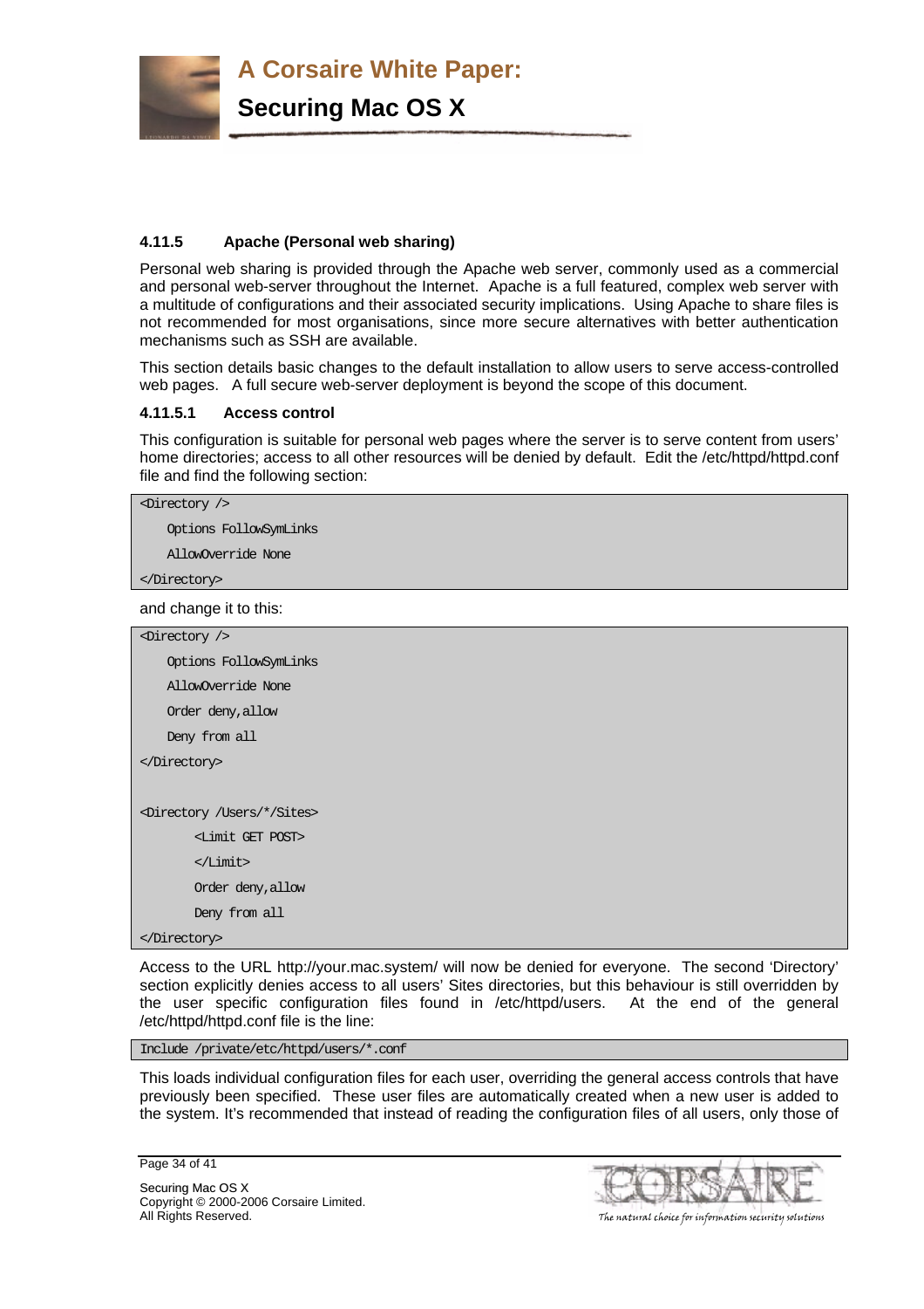#### 4.11.5 Apache (Personal web sharing)

Personal web sharing is provided through the Apache web server, commonly used as a commercial and personal web-server throughout the Internet. Apache is a full featured, complex web server with a multitude of configurations and their associated security implications. Using Apache to share files is not recommended for most organisations, since more secure alternatives with better authentication mechanisms such as SSH are available.

This section details basic changes to the default installation to allow users to serve access-controlled web pages. A full secure web-server deployment is beyond the scope of this document.

##### 4.11.5.1 Access control

This configuration is suitable for personal web pages where the server is to serve content from users' home directories; access to all other resources will be denied by default. Edit the /etc/httpd/httpd.conf file and find the following section:

```
<Directory />
    Options FollowSymLinks
    AllowOverride None
</Directory>
```

and change it to this:

```
<Directory />
    Options FollowSymLinks
    AllowOverride None
    Order deny,allow
    Deny from all
</Directory>

<Directory /Users/*/Sites>
        <Limit GET POST>
        </Limit>
        Order deny,allow
        Deny from all
</Directory>
```

Access to the URL http://your.mac.system/ will now be denied for everyone. The second 'Directory' section explicitly denies access to all users' Sites directories, but this behaviour is still overridden by the user specific configuration files found in /etc/httpd/users. At the end of the general /etc/httpd/httpd.conf file is the line:

```
Include /private/etc/httpd/users/*.conf
```

This loads individual configuration files for each user, overriding the general access controls that have previously been specified. These user files are automatically created when a new user is added to the system. It's recommended that instead of reading the configuration files of all users, only those of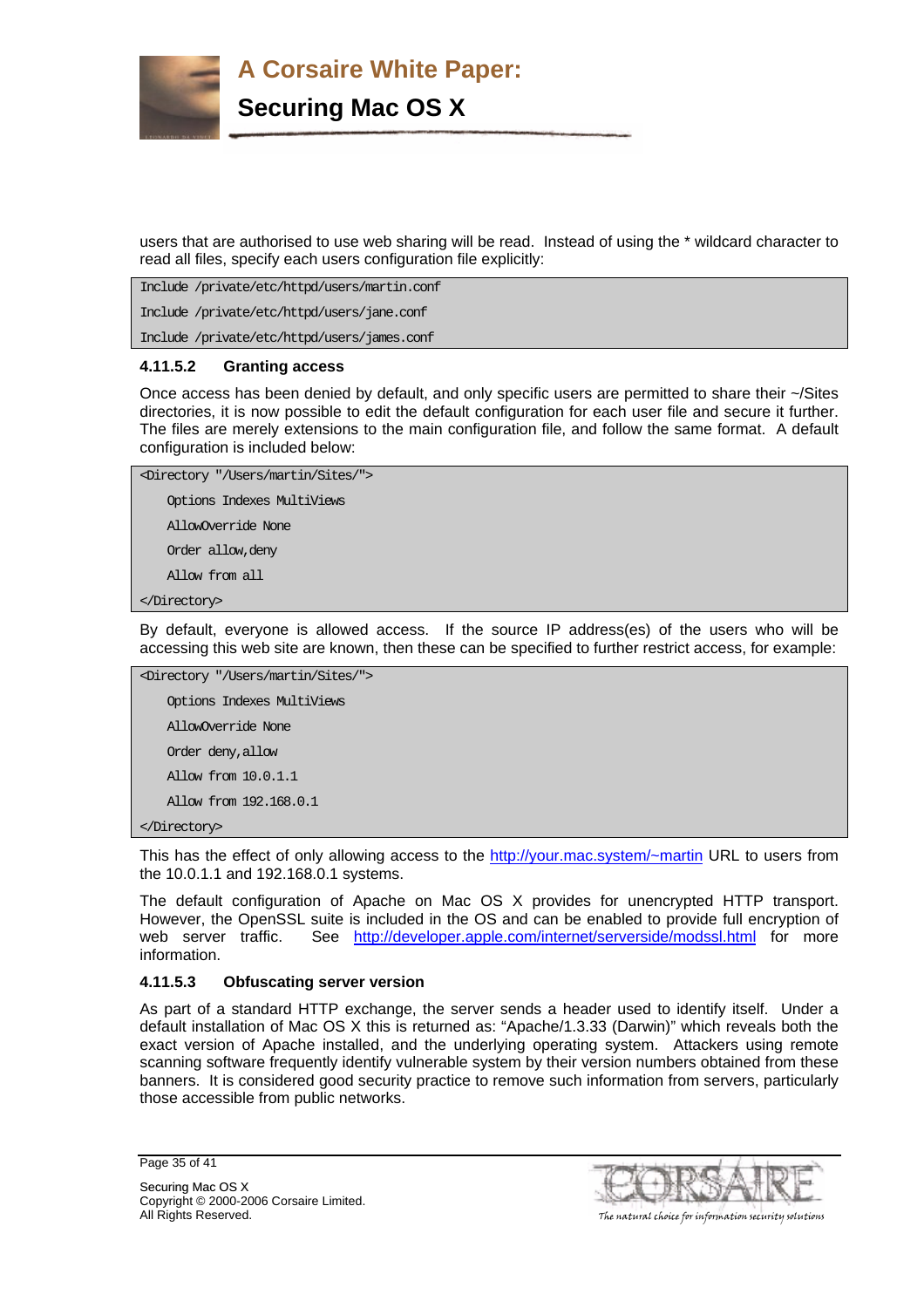users that are authorised to use web sharing will be read. Instead of using the * wildcard character to read all files, specify each users configuration file explicitly:

```
Include /private/etc/httpd/users/martin.conf
Include /private/etc/httpd/users/jane.conf
Include /private/etc/httpd/users/james.conf
```

#### 4.11.5.2 Granting access

Once access has been denied by default, and only specific users are permitted to share their ~/Sites directories, it is now possible to edit the default configuration for each user file and secure it further. The files are merely extensions to the main configuration file, and follow the same format. A default configuration is included below:

```
<Directory "/Users/martin/Sites/">
    Options Indexes MultiViews
    AllowOverride None
    Order allow,deny
    Allow from all
</Directory>
```

By default, everyone is allowed access. If the source IP address(es) of the users who will be accessing this web site are known, then these can be specified to further restrict access, for example:

```
<Directory "/Users/martin/Sites/">
    Options Indexes MultiViews
    AllowOverride None
    Order deny,allow
    Allow from 10.0.1.1
    Allow from 192.168.0.1
</Directory>
```

This has the effect of only allowing access to the http://your.mac.system/~martin URL to users from the 10.0.1.1 and 192.168.0.1 systems.

The default configuration of Apache on Mac OS X provides for unencrypted HTTP transport. However, the OpenSSL suite is included in the OS and can be enabled to provide full encryption of web server traffic. See http://developer.apple.com/internet/serverside/modssl.html for more information.

#### 4.11.5.3 Obfuscating server version

As part of a standard HTTP exchange, the server sends a header used to identify itself. Under a default installation of Mac OS X this is returned as: "Apache/1.3.33 (Darwin)" which reveals both the exact version of Apache installed, and the underlying operating system. Attackers using remote scanning software frequently identify vulnerable system by their version numbers obtained from these banners. It is considered good security practice to remove such information from servers, particularly those accessible from public networks.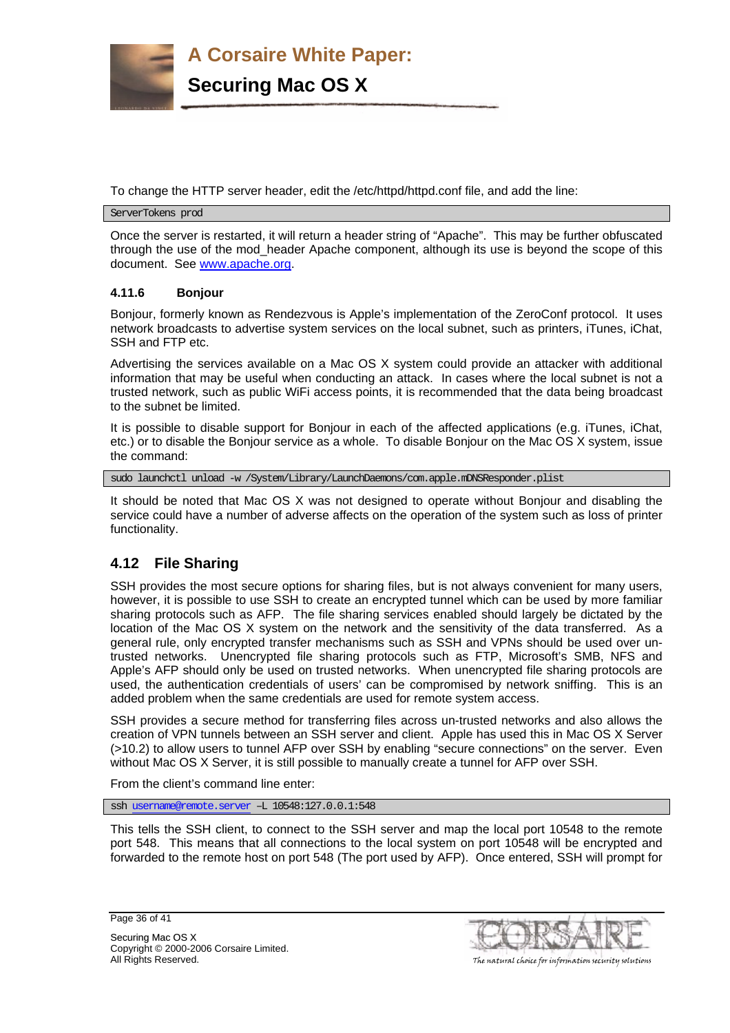To change the HTTP server header, edit the /etc/httpd/httpd.conf file, and add the line:

```
ServerTokens prod
```

Once the server is restarted, it will return a header string of "Apache". This may be further obfuscated through the use of the mod_header Apache component, although its use is beyond the scope of this document. See www.apache.org.

#### 4.11.6 Bonjour

Bonjour, formerly known as Rendezvous is Apple's implementation of the ZeroConf protocol. It uses network broadcasts to advertise system services on the local subnet, such as printers, iTunes, iChat, SSH and FTP etc.

Advertising the services available on a Mac OS X system could provide an attacker with additional information that may be useful when conducting an attack. In cases where the local subnet is not a trusted network, such as public WiFi access points, it is recommended that the data being broadcast to the subnet be limited.

It is possible to disable support for Bonjour in each of the affected applications (e.g. iTunes, iChat, etc.) or to disable the Bonjour service as a whole. To disable Bonjour on the Mac OS X system, issue the command:

```
sudo launchctl unload -w /System/Library/LaunchDaemons/com.apple.mDNSResponder.plist
```

It should be noted that Mac OS X was not designed to operate without Bonjour and disabling the service could have a number of adverse affects on the operation of the system such as loss of printer functionality.

### 4.12 File Sharing

SSH provides the most secure options for sharing files, but is not always convenient for many users, however, it is possible to use SSH to create an encrypted tunnel which can be used by more familiar sharing protocols such as AFP. The file sharing services enabled should largely be dictated by the location of the Mac OS X system on the network and the sensitivity of the data transferred. As a general rule, only encrypted transfer mechanisms such as SSH and VPNs should be used over un-trusted networks. Unencrypted file sharing protocols such as FTP, Microsoft's SMB, NFS and Apple's AFP should only be used on trusted networks. When unencrypted file sharing protocols are used, the authentication credentials of users' can be compromised by network sniffing. This is an added problem when the same credentials are used for remote system access.

SSH provides a secure method for transferring files across un-trusted networks and also allows the creation of VPN tunnels between an SSH server and client. Apple has used this in Mac OS X Server (>10.2) to allow users to tunnel AFP over SSH by enabling "secure connections" on the server. Even without Mac OS X Server, it is still possible to manually create a tunnel for AFP over SSH.

From the client's command line enter:

```
ssh username@remote.server –L 10548:127.0.0.1:548
```

This tells the SSH client, to connect to the SSH server and map the local port 10548 to the remote port 548. This means that all connections to the local system on port 10548 will be encrypted and forwarded to the remote host on port 548 (The port used by AFP). Once entered, SSH will prompt for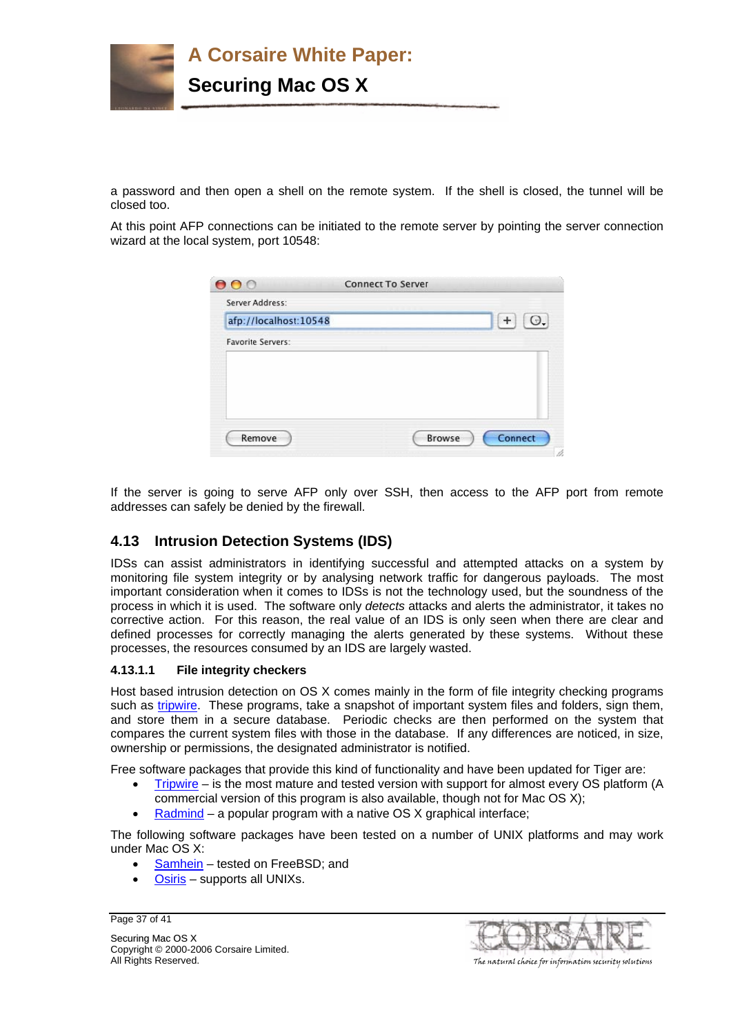a password and then open a shell on the remote system. If the shell is closed, the tunnel will be closed too.

At this point AFP connections can be initiated to the remote server by pointing the server connection wizard at the local system, port 10548:

If the server is going to serve AFP only over SSH, then access to the AFP port from remote addresses can safely be denied by the firewall.

## 4.13 Intrusion Detection Systems (IDS)

IDSs can assist administrators in identifying successful and attempted attacks on a system by monitoring file system integrity or by analysing network traffic for dangerous payloads. The most important consideration when it comes to IDSs is not the technology used, but the soundness of the process in which it is used. The software only *detects* attacks and alerts the administrator, it takes no corrective action. For this reason, the real value of an IDS is only seen when there are clear and defined processes for correctly managing the alerts generated by these systems. Without these processes, the resources consumed by an IDS are largely wasted.

#### 4.13.1.1 File integrity checkers

Host based intrusion detection on OS X comes mainly in the form of file integrity checking programs such as tripwire. These programs, take a snapshot of important system files and folders, sign them, and store them in a secure database. Periodic checks are then performed on the system that compares the current system files with those in the database. If any differences are noticed, in size, ownership or permissions, the designated administrator is notified.

Free software packages that provide this kind of functionality and have been updated for Tiger are:

- Tripwire – is the most mature and tested version with support for almost every OS platform (A commercial version of this program is also available, though not for Mac OS X);
- Radmind – a popular program with a native OS X graphical interface;

The following software packages have been tested on a number of UNIX platforms and may work under Mac OS X:

- Samhein – tested on FreeBSD; and
- Osiris – supports all UNIXs.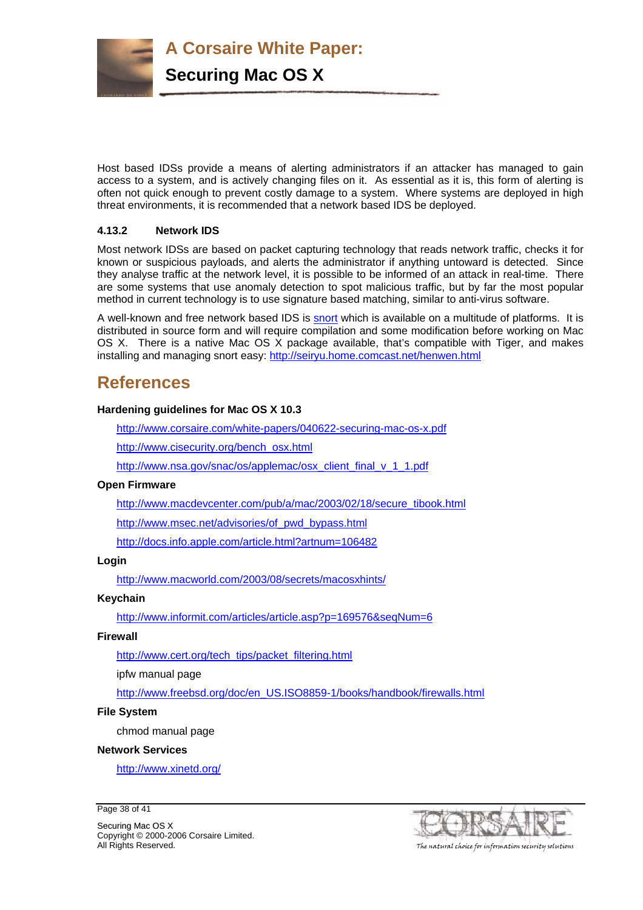Host based IDSs provide a means of alerting administrators if an attacker has managed to gain access to a system, and is actively changing files on it. As essential as it is, this form of alerting is often not quick enough to prevent costly damage to a system. Where systems are deployed in high threat environments, it is recommended that a network based IDS be deployed.

#### 4.13.2 Network IDS

Most network IDSs are based on packet capturing technology that reads network traffic, checks it for known or suspicious payloads, and alerts the administrator if anything untoward is detected. Since they analyse traffic at the network level, it is possible to be informed of an attack in real-time. There are some systems that use anomaly detection to spot malicious traffic, but by far the most popular method in current technology is to use signature based matching, similar to anti-virus software.

A well-known and free network based IDS is snort which is available on a multitude of platforms. It is distributed in source form and will require compilation and some modification before working on Mac OS X. There is a native Mac OS X package available, that's compatible with Tiger, and makes installing and managing snort easy: http://seiryu.home.comcast.net/henwen.html

## References

**Hardening guidelines for Mac OS X 10.3**

http://www.corsaire.com/white-papers/040622-securing-mac-os-x.pdf

http://www.cisecurity.org/bench_osx.html

http://www.nsa.gov/snac/os/applemac/osx_client_final_v_1_1.pdf

**Open Firmware**

http://www.macdevcenter.com/pub/a/mac/2003/02/18/secure_tibook.html

http://www.msec.net/advisories/of_pwd_bypass.html

http://docs.info.apple.com/article.html?artnum=106482

**Login**

http://www.macworld.com/2003/08/secrets/macosxhints/

**Keychain**

http://www.informit.com/articles/article.asp?p=169576&seqNum=6

**Firewall**

http://www.cert.org/tech_tips/packet_filtering.html

ipfw manual page

http://www.freebsd.org/doc/en_US.ISO8859-1/books/handbook/firewalls.html

**File System**

chmod manual page

**Network Services**

http://www.xinetd.org/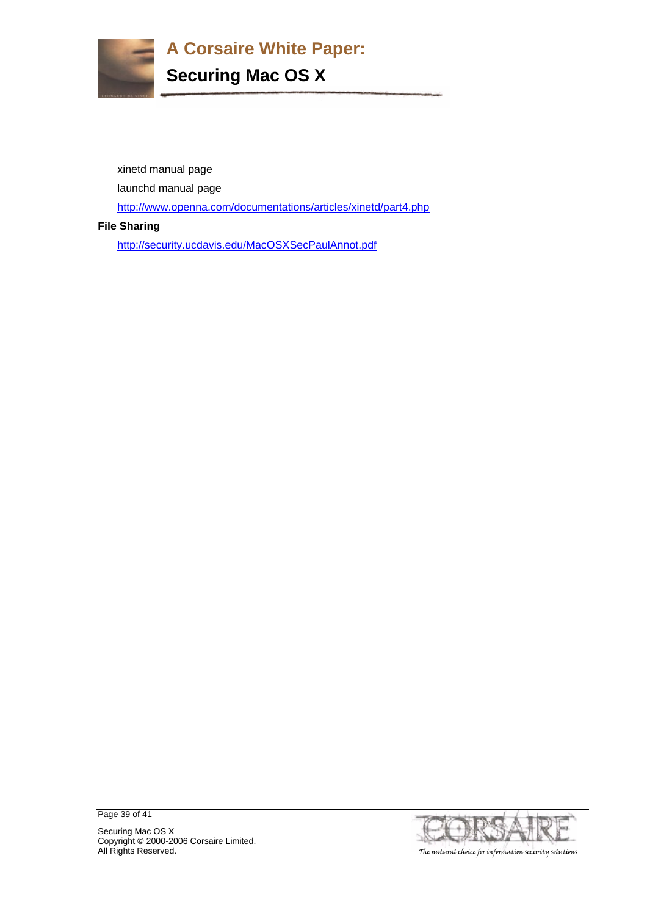xinetd manual page

launchd manual page

http://www.openna.com/documentations/articles/xinetd/part4.php

**File Sharing**

http://security.ucdavis.edu/MacOSXSecPaulAnnot.pdf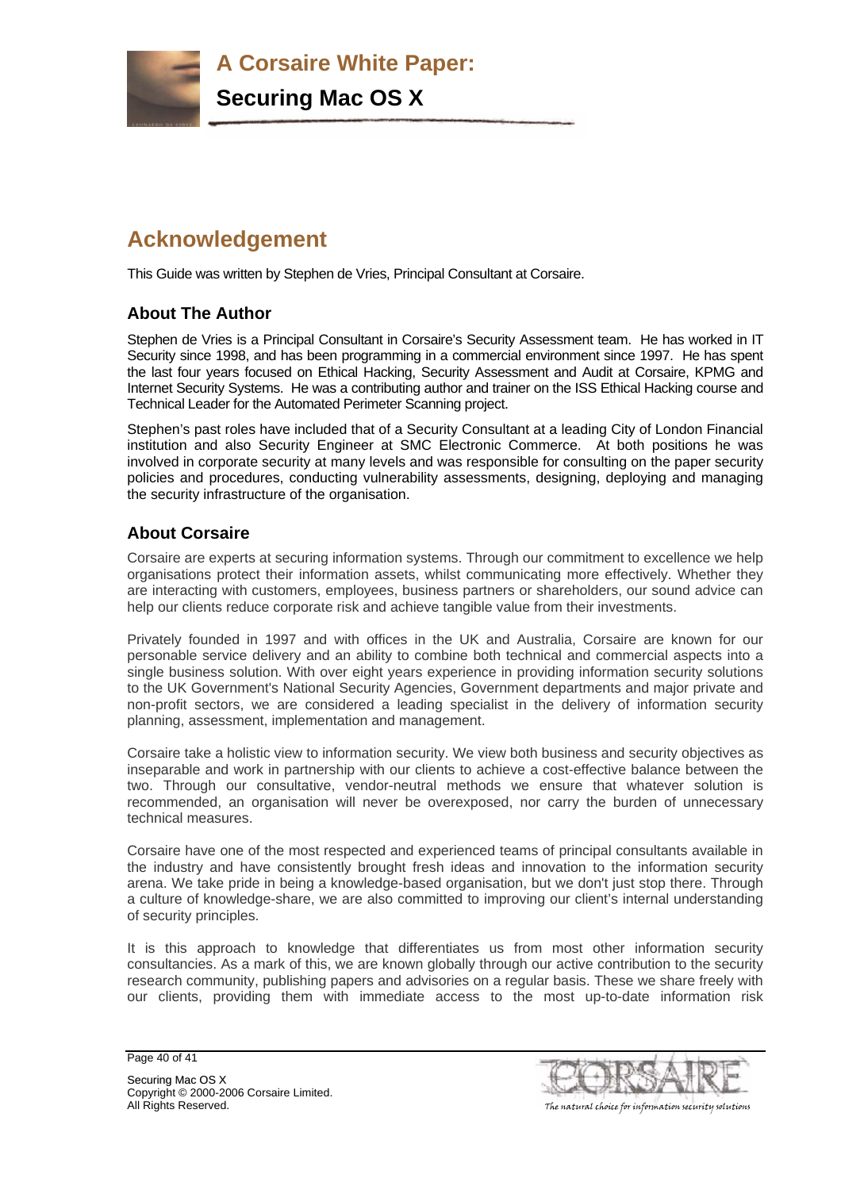# Acknowledgement

This Guide was written by Stephen de Vries, Principal Consultant at Corsaire.

## About The Author

Stephen de Vries is a Principal Consultant in Corsaire's Security Assessment team. He has worked in IT Security since 1998, and has been programming in a commercial environment since 1997. He has spent the last four years focused on Ethical Hacking, Security Assessment and Audit at Corsaire, KPMG and Internet Security Systems. He was a contributing author and trainer on the ISS Ethical Hacking course and Technical Leader for the Automated Perimeter Scanning project.

Stephen's past roles have included that of a Security Consultant at a leading City of London Financial institution and also Security Engineer at SMC Electronic Commerce. At both positions he was involved in corporate security at many levels and was responsible for consulting on the paper security policies and procedures, conducting vulnerability assessments, designing, deploying and managing the security infrastructure of the organisation.

## About Corsaire

Corsaire are experts at securing information systems. Through our commitment to excellence we help organisations protect their information assets, whilst communicating more effectively. Whether they are interacting with customers, employees, business partners or shareholders, our sound advice can help our clients reduce corporate risk and achieve tangible value from their investments.

Privately founded in 1997 and with offices in the UK and Australia, Corsaire are known for our personable service delivery and an ability to combine both technical and commercial aspects into a single business solution. With over eight years experience in providing information security solutions to the UK Government's National Security Agencies, Government departments and major private and non-profit sectors, we are considered a leading specialist in the delivery of information security planning, assessment, implementation and management.

Corsaire take a holistic view to information security. We view both business and security objectives as inseparable and work in partnership with our clients to achieve a cost-effective balance between the two. Through our consultative, vendor-neutral methods we ensure that whatever solution is recommended, an organisation will never be overexposed, nor carry the burden of unnecessary technical measures.

Corsaire have one of the most respected and experienced teams of principal consultants available in the industry and have consistently brought fresh ideas and innovation to the information security arena. We take pride in being a knowledge-based organisation, but we don't just stop there. Through a culture of knowledge-share, we are also committed to improving our client's internal understanding of security principles.

It is this approach to knowledge that differentiates us from most other information security consultancies. As a mark of this, we are known globally through our active contribution to the security research community, publishing papers and advisories on a regular basis. These we share freely with our clients, providing them with immediate access to the most up-to-date information risk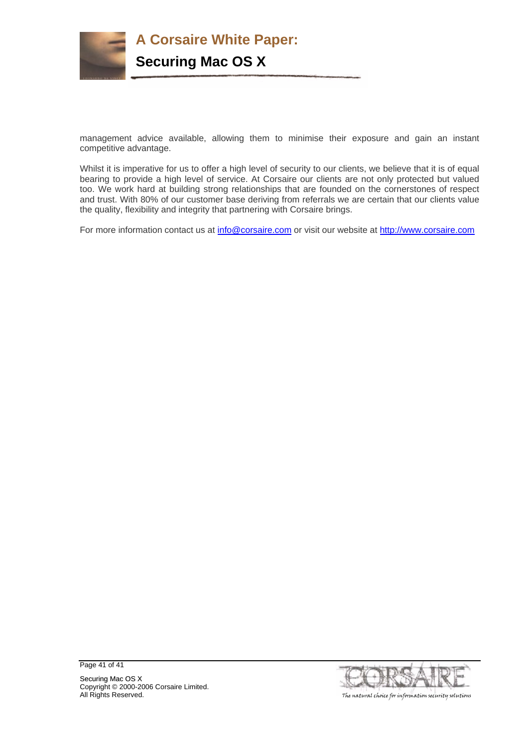management advice available, allowing them to minimise their exposure and gain an instant competitive advantage.

Whilst it is imperative for us to offer a high level of security to our clients, we believe that it is of equal bearing to provide a high level of service. At Corsaire our clients are not only protected but valued too. We work hard at building strong relationships that are founded on the cornerstones of respect and trust. With 80% of our customer base deriving from referrals we are certain that our clients value the quality, flexibility and integrity that partnering with Corsaire brings.

For more information contact us at info@corsaire.com or visit our website at http://www.corsaire.com